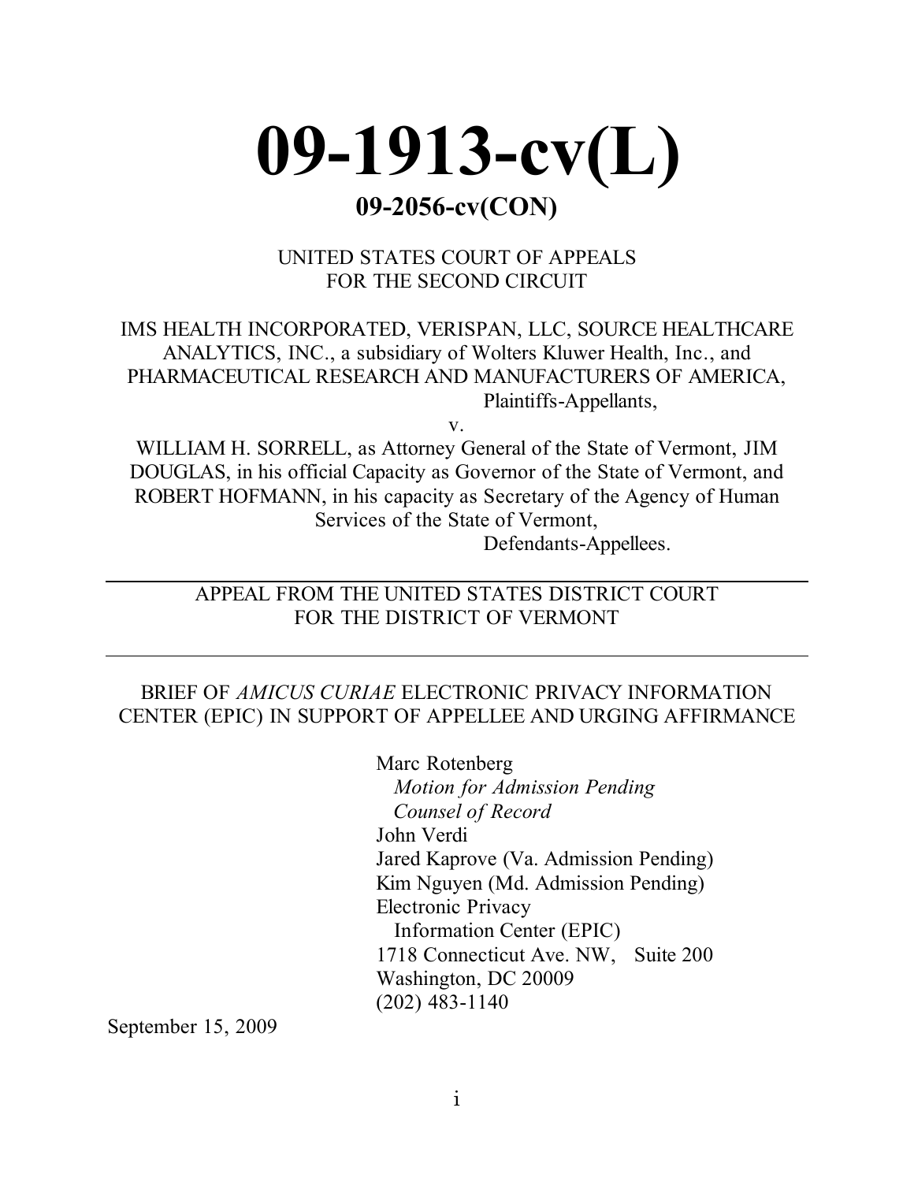# 09-1913-cv(L)

## 09-2056-cv(CON)

UNITED STATES COURT OF APPEALS
FOR THE SECOND CIRCUIT

IMS HEALTH INCORPORATED, VERISPAN, LLC, SOURCE HEALTHCARE ANALYTICS, INC., a subsidiary of Wolters Kluwer Health, Inc., and PHARMACEUTICAL RESEARCH AND MANUFACTURERS OF AMERICA,

Plaintiffs-Appellants,

v.

WILLIAM H. SORRELL, as Attorney General of the State of Vermont, JIM DOUGLAS, in his official Capacity as Governor of the State of Vermont, and ROBERT HOFMANN, in his capacity as Secretary of the Agency of Human Services of the State of Vermont,

Defendants-Appellees.

---

APPEAL FROM THE UNITED STATES DISTRICT COURT
FOR THE DISTRICT OF VERMONT

---

BRIEF OF *AMICUS CURIAE* ELECTRONIC PRIVACY INFORMATION CENTER (EPIC) IN SUPPORT OF APPELLEE AND URGING AFFIRMANCE

Marc Rotenberg
*Motion for Admission Pending*
*Counsel of Record*
John Verdi
Jared Kaprove (Va. Admission Pending)
Kim Nguyen (Md. Admission Pending)
Electronic Privacy
Information Center (EPIC)
1718 Connecticut Ave. NW, Suite 200
Washington, DC 20009
(202) 483-1140

September 15, 2009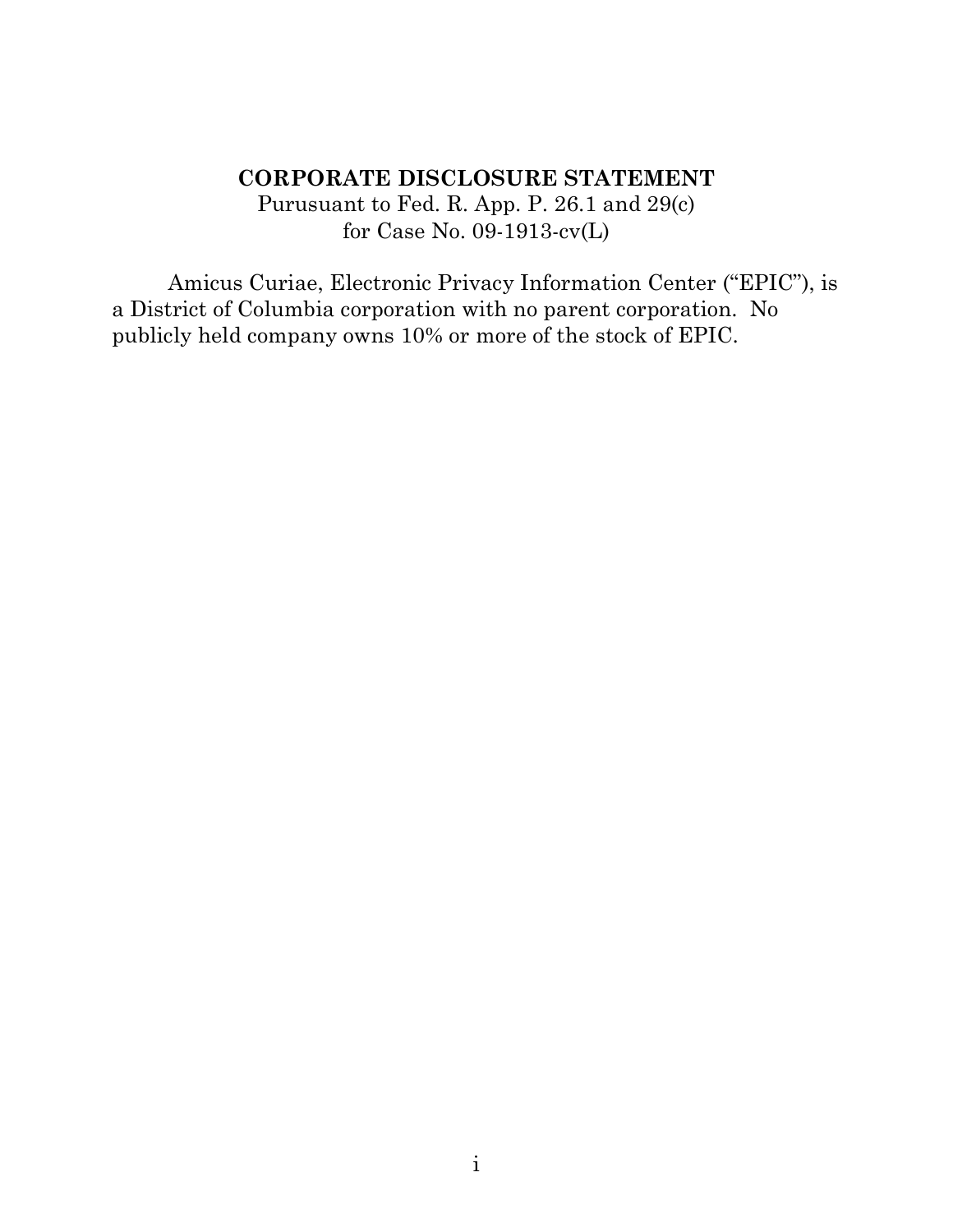**CORPORATE DISCLOSURE STATEMENT**

Purusuant to Fed. R. App. P. 26.1 and 29(c)
for Case No. 09-1913-cv(L)

Amicus Curiae, Electronic Privacy Information Center ("EPIC"), is a District of Columbia corporation with no parent corporation. No publicly held company owns 10% or more of the stock of EPIC.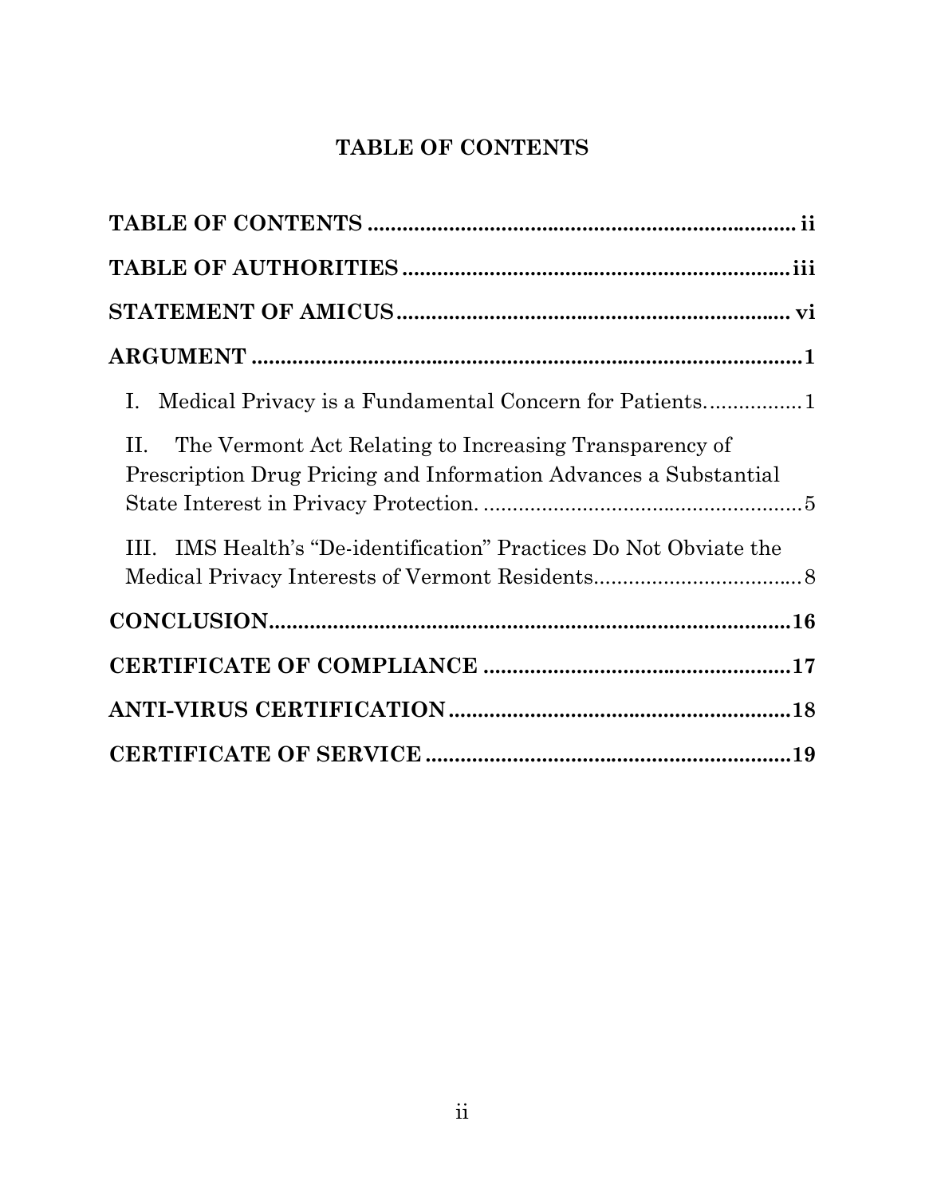# TABLE OF CONTENTS

**TABLE OF CONTENTS** .......................................................................... **ii**

**TABLE OF AUTHORITIES** ................................................................... **iii**

**STATEMENT OF AMICUS** .................................................................... **vi**

**ARGUMENT** ............................................................................................. **1**

I. Medical Privacy is a Fundamental Concern for Patients. ................ 1

II. The Vermont Act Relating to Increasing Transparency of Prescription Drug Pricing and Information Advances a Substantial State Interest in Privacy Protection. ....................................................... 5

III. IMS Health's "De-identification" Practices Do Not Obviate the Medical Privacy Interests of Vermont Residents.................................... 8

**CONCLUSION** .......................................................................................... **16**

**CERTIFICATE OF COMPLIANCE** ...................................................... **17**

**ANTI-VIRUS CERTIFICATION** ............................................................ **18**

**CERTIFICATE OF SERVICE** ................................................................ **19**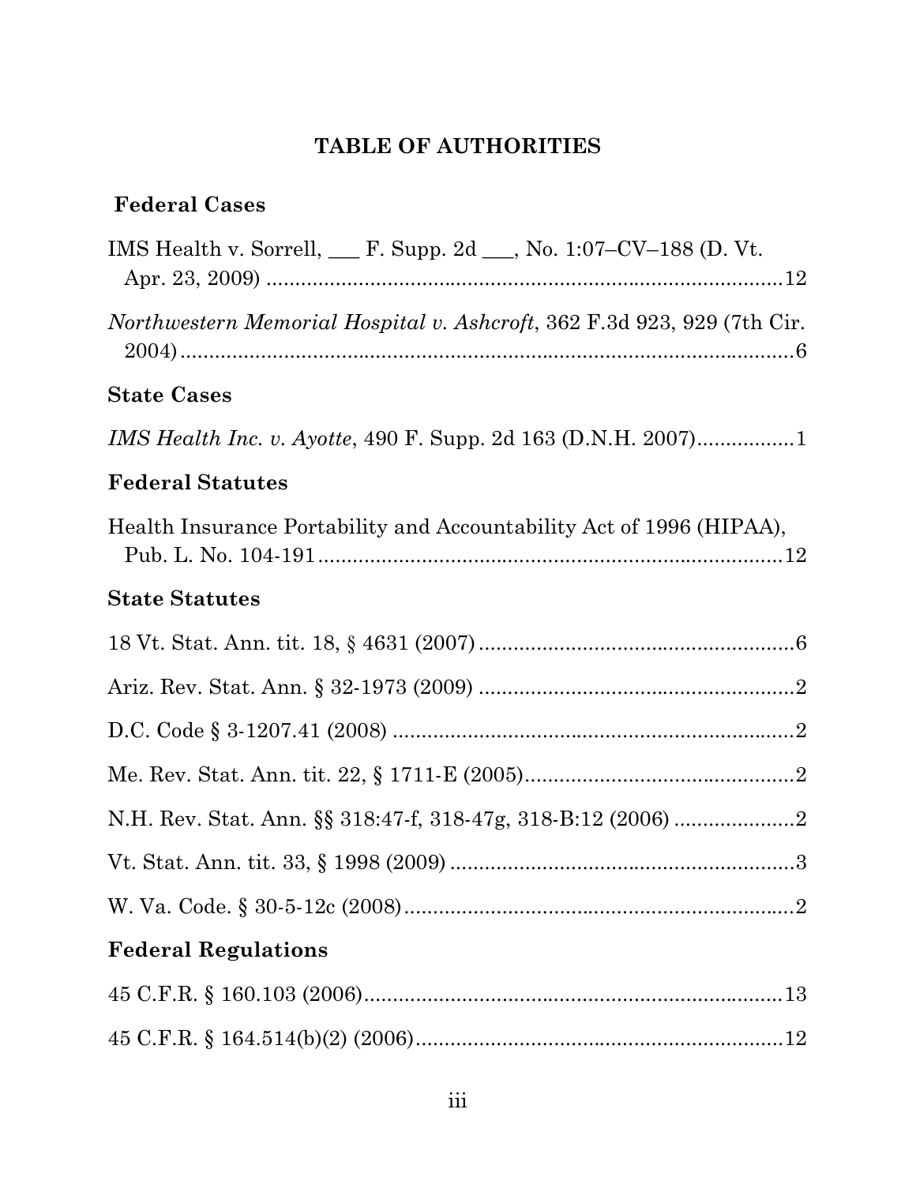# TABLE OF AUTHORITIES

## Federal Cases

IMS Health v. Sorrell, ___ F. Supp. 2d ___, No. 1:07–CV–188 (D. Vt. Apr. 23, 2009) ....................................................................................12

*Northwestern Memorial Hospital v. Ashcroft*, 362 F.3d 923, 929 (7th Cir. 2004)..........................................................................................................6

## State Cases

*IMS Health Inc. v. Ayotte*, 490 F. Supp. 2d 163 (D.N.H. 2007).................1

## Federal Statutes

Health Insurance Portability and Accountability Act of 1996 (HIPAA), Pub. L. No. 104-191.................................................................................12

## State Statutes

18 Vt. Stat. Ann. tit. 18, § 4631 (2007).......................................................6

Ariz. Rev. Stat. Ann. § 32-1973 (2009) .......................................................2

D.C. Code § 3-1207.41 (2008) .....................................................................2

Me. Rev. Stat. Ann. tit. 22, § 1711-E (2005)...............................................2

N.H. Rev. Stat. Ann. §§ 318:47-f, 318-47g, 318-B:12 (2006) ....................2

Vt. Stat. Ann. tit. 33, § 1998 (2009) ............................................................3

W. Va. Code. § 30-5-12c (2008)...................................................................2

## Federal Regulations

45 C.F.R. § 160.103 (2006).........................................................................13

45 C.F.R. § 164.514(b)(2) (2006)................................................................12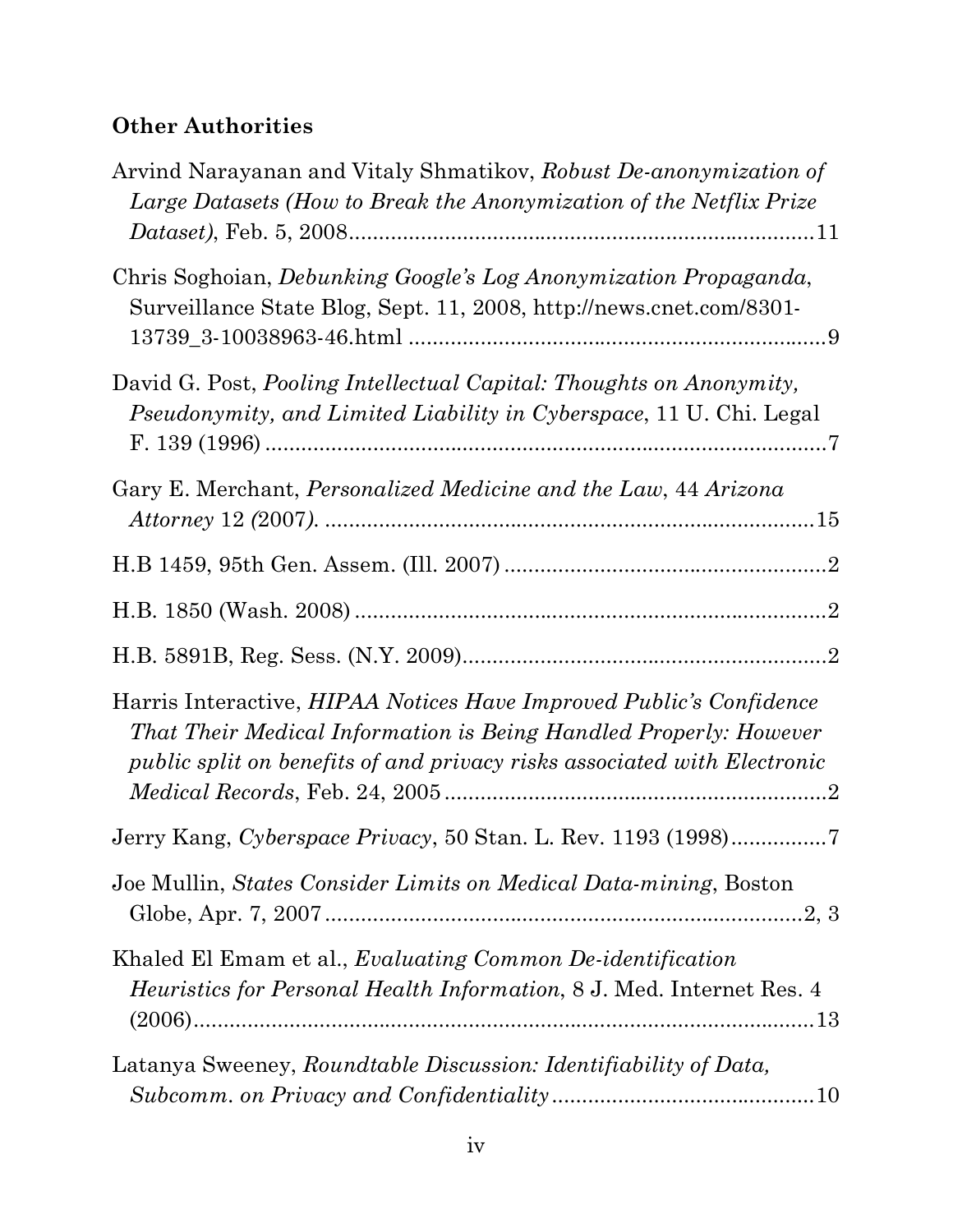**Other Authorities**

Arvind Narayanan and Vitaly Shmatikov, *Robust De-anonymization of Large Datasets (How to Break the Anonymization of the Netflix Prize Dataset)*, Feb. 5, 2008..............................................................................11

Chris Soghoian, *Debunking Google's Log Anonymization Propaganda*, Surveillance State Blog, Sept. 11, 2008, http://news.cnet.com/8301-13739_3-10038963-46.html ........................................................................9

David G. Post, *Pooling Intellectual Capital: Thoughts on Anonymity, Pseudonymity, and Limited Liability in Cyberspace*, 11 U. Chi. Legal F. 139 (1996) ..............................................................................................7

Gary E. Merchant, *Personalized Medicine and the Law*, 44 *Arizona Attorney* 12 *(*2007*)*. ....................................................................................15

H.B 1459, 95th Gen. Assem. (Ill. 2007) ......................................................2

H.B. 1850 (Wash. 2008) ...............................................................................2

H.B. 5891B, Reg. Sess. (N.Y. 2009)...........................................................2

Harris Interactive, *HIPAA Notices Have Improved Public's Confidence That Their Medical Information is Being Handled Properly: However public split on benefits of and privacy risks associated with Electronic Medical Records*, Feb. 24, 2005 ...............................................................2

Jerry Kang, *Cyberspace Privacy*, 50 Stan. L. Rev. 1193 (1998)................7

Joe Mullin, *States Consider Limits on Medical Data-mining*, Boston Globe, Apr. 7, 2007 ...................................................................................2, 3

Khaled El Emam et al., *Evaluating Common De-identification Heuristics for Personal Health Information*, 8 J. Med. Internet Res. 4 (2006)..........................................................................................................13

Latanya Sweeney, *Roundtable Discussion: Identifiability of Data, Subcomm. on Privacy and Confidentiality* ............................................10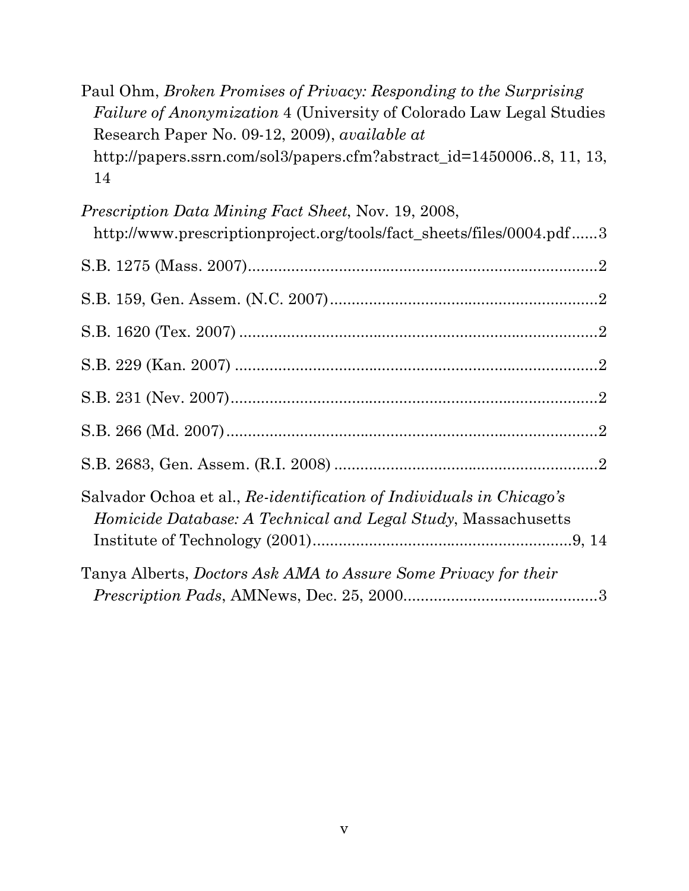Paul Ohm, *Broken Promises of Privacy: Responding to the Surprising Failure of Anonymization* 4 (University of Colorado Law Legal Studies Research Paper No. 09-12, 2009), *available at* http://papers.ssrn.com/sol3/papers.cfm?abstract_id=1450006..8, 11, 13, 14

*Prescription Data Mining Fact Sheet*, Nov. 19, 2008, http://www.prescriptionproject.org/tools/fact_sheets/files/0004.pdf......3

S.B. 1275 (Mass. 2007)..................................................................................2

S.B. 159, Gen. Assem. (N.C. 2007)..............................................................2

S.B. 1620 (Tex. 2007) ....................................................................................2

S.B. 229 (Kan. 2007) .....................................................................................2

S.B. 231 (Nev. 2007).......................................................................................2

S.B. 266 (Md. 2007).........................................................................................2

S.B. 2683, Gen. Assem. (R.I. 2008) ..............................................................2

Salvador Ochoa et al., *Re-identification of Individuals in Chicago's Homicide Database: A Technical and Legal Study*, Massachusetts Institute of Technology (2001)............................................................9, 14

Tanya Alberts, *Doctors Ask AMA to Assure Some Privacy for their Prescription Pads*, AMNews, Dec. 25, 2000.............................................3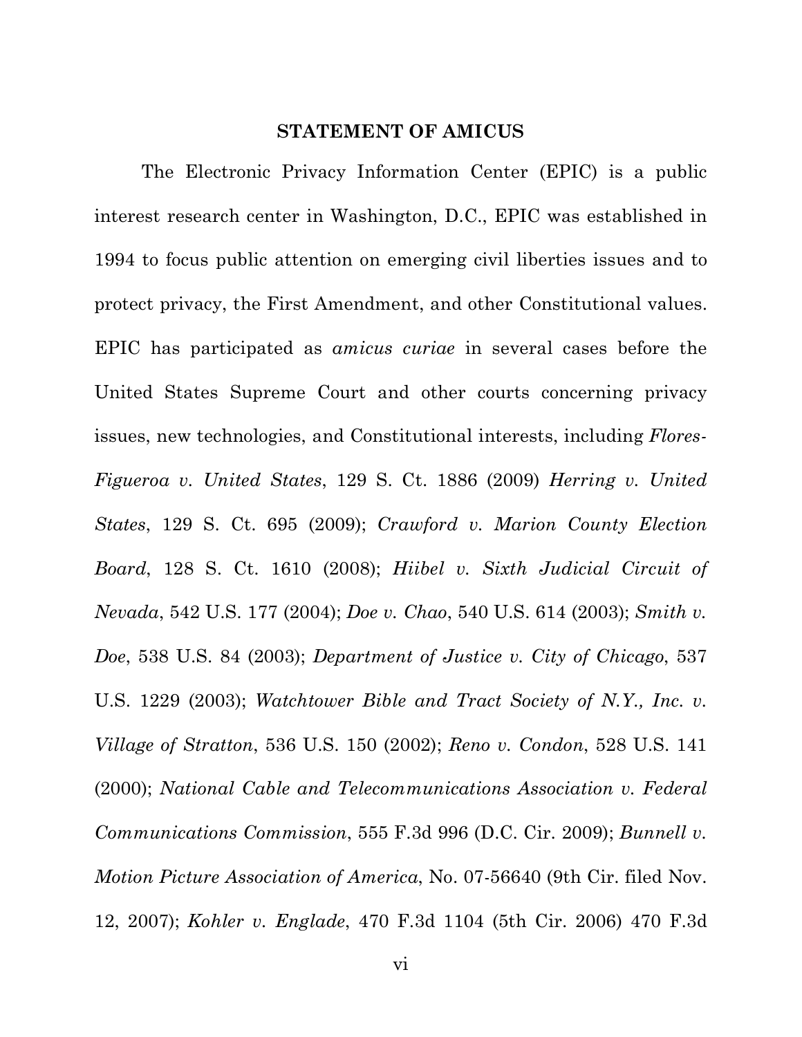## STATEMENT OF AMICUS

The Electronic Privacy Information Center (EPIC) is a public interest research center in Washington, D.C., EPIC was established in 1994 to focus public attention on emerging civil liberties issues and to protect privacy, the First Amendment, and other Constitutional values. EPIC has participated as *amicus curiae* in several cases before the United States Supreme Court and other courts concerning privacy issues, new technologies, and Constitutional interests, including *Flores-Figueroa v. United States*, 129 S. Ct. 1886 (2009) *Herring v. United States*, 129 S. Ct. 695 (2009); *Crawford v. Marion County Election Board*, 128 S. Ct. 1610 (2008); *Hiibel v. Sixth Judicial Circuit of Nevada*, 542 U.S. 177 (2004); *Doe v. Chao*, 540 U.S. 614 (2003); *Smith v. Doe*, 538 U.S. 84 (2003); *Department of Justice v. City of Chicago*, 537 U.S. 1229 (2003); *Watchtower Bible and Tract Society of N.Y., Inc. v. Village of Stratton*, 536 U.S. 150 (2002); *Reno v. Condon*, 528 U.S. 141 (2000); *National Cable and Telecommunications Association v. Federal Communications Commission*, 555 F.3d 996 (D.C. Cir. 2009); *Bunnell v. Motion Picture Association of America*, No. 07-56640 (9th Cir. filed Nov. 12, 2007); *Kohler v. Englade*, 470 F.3d 1104 (5th Cir. 2006) 470 F.3d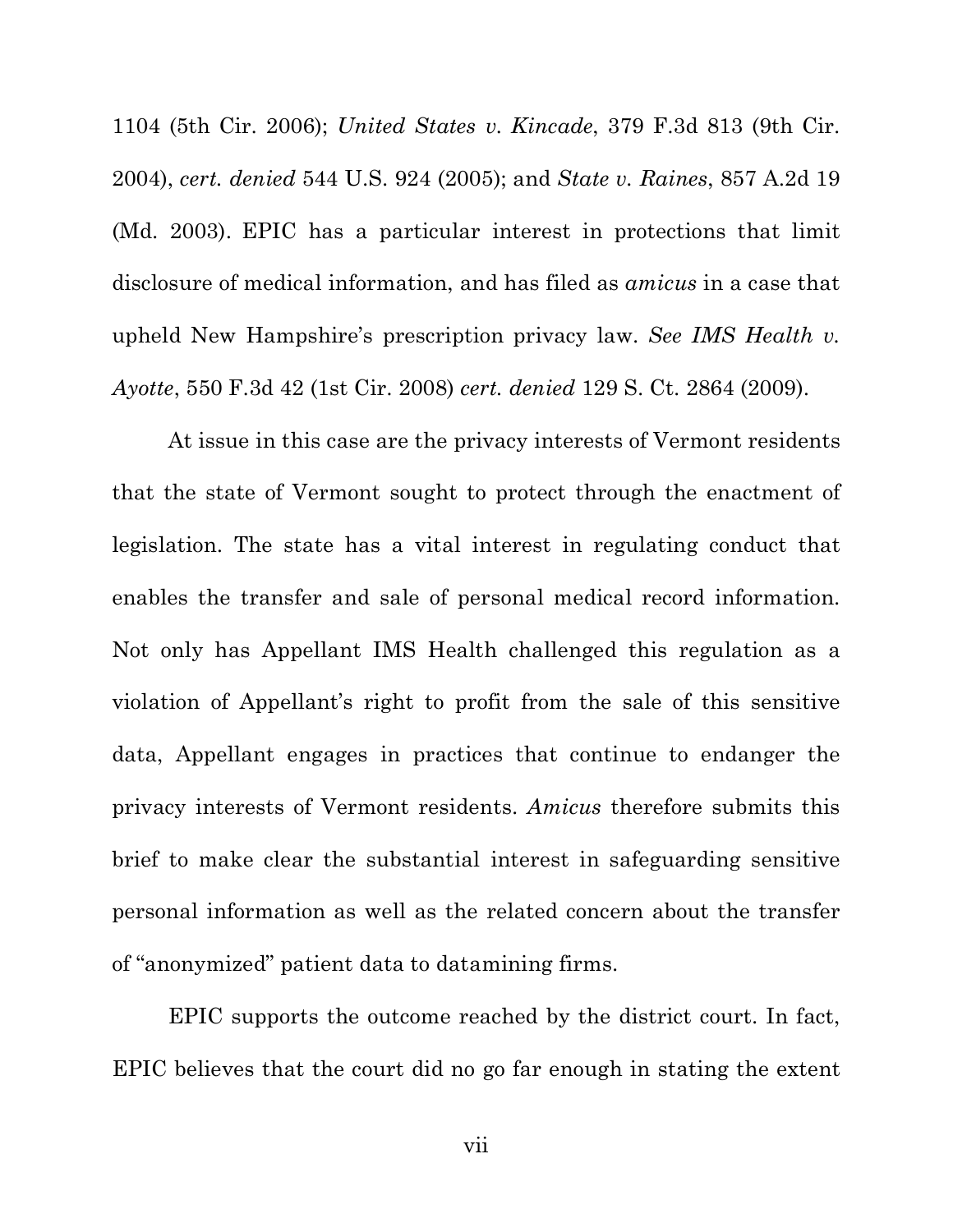1104 (5th Cir. 2006); *United States v. Kincade*, 379 F.3d 813 (9th Cir. 2004), *cert. denied* 544 U.S. 924 (2005); and *State v. Raines*, 857 A.2d 19 (Md. 2003). EPIC has a particular interest in protections that limit disclosure of medical information, and has filed as *amicus* in a case that upheld New Hampshire's prescription privacy law. *See IMS Health v. Ayotte*, 550 F.3d 42 (1st Cir. 2008) *cert. denied* 129 S. Ct. 2864 (2009).

At issue in this case are the privacy interests of Vermont residents that the state of Vermont sought to protect through the enactment of legislation. The state has a vital interest in regulating conduct that enables the transfer and sale of personal medical record information. Not only has Appellant IMS Health challenged this regulation as a violation of Appellant's right to profit from the sale of this sensitive data, Appellant engages in practices that continue to endanger the privacy interests of Vermont residents. *Amicus* therefore submits this brief to make clear the substantial interest in safeguarding sensitive personal information as well as the related concern about the transfer of "anonymized" patient data to datamining firms.

EPIC supports the outcome reached by the district court. In fact, EPIC believes that the court did no go far enough in stating the extent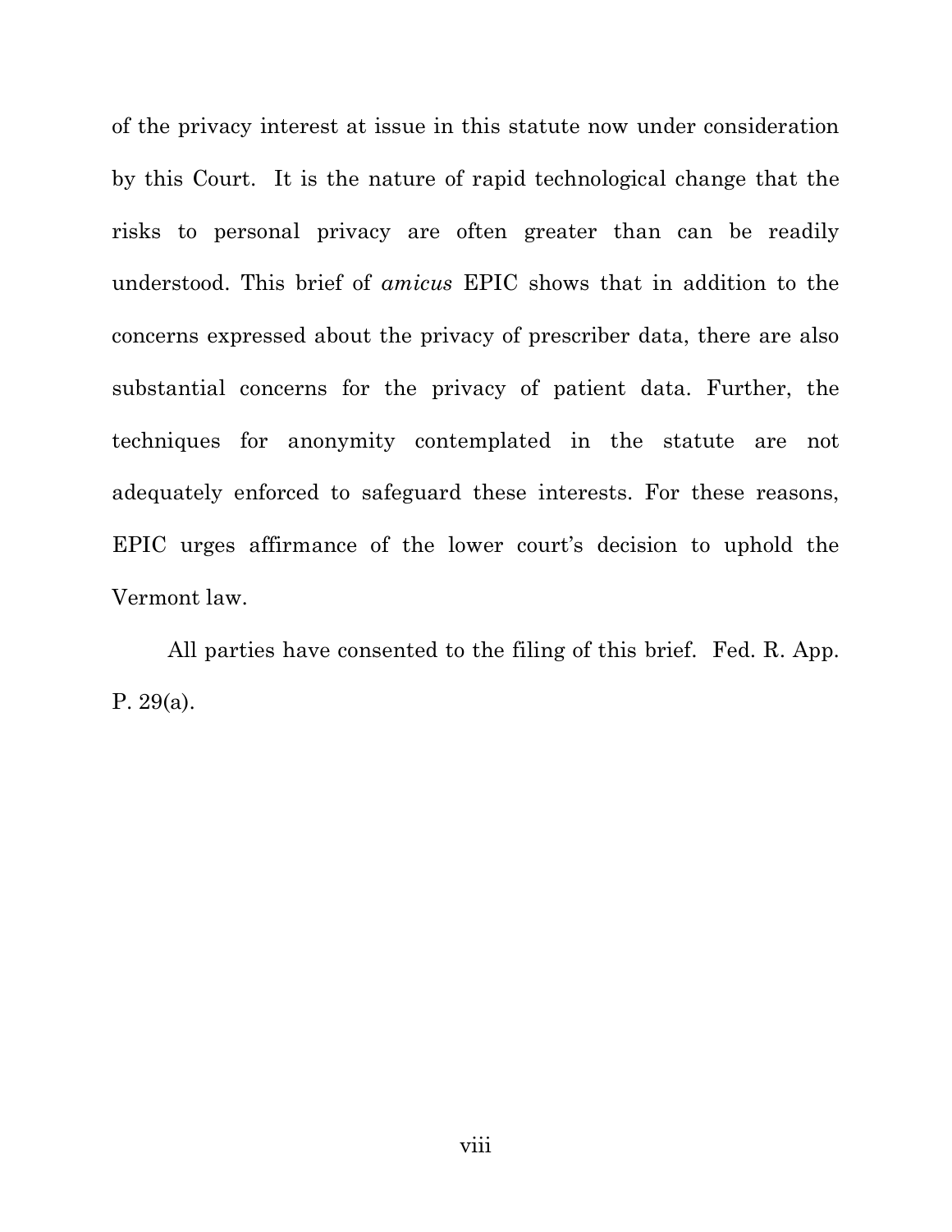of the privacy interest at issue in this statute now under consideration by this Court. It is the nature of rapid technological change that the risks to personal privacy are often greater than can be readily understood. This brief of *amicus* EPIC shows that in addition to the concerns expressed about the privacy of prescriber data, there are also substantial concerns for the privacy of patient data. Further, the techniques for anonymity contemplated in the statute are not adequately enforced to safeguard these interests. For these reasons, EPIC urges affirmance of the lower court's decision to uphold the Vermont law.

All parties have consented to the filing of this brief. Fed. R. App. P. 29(a).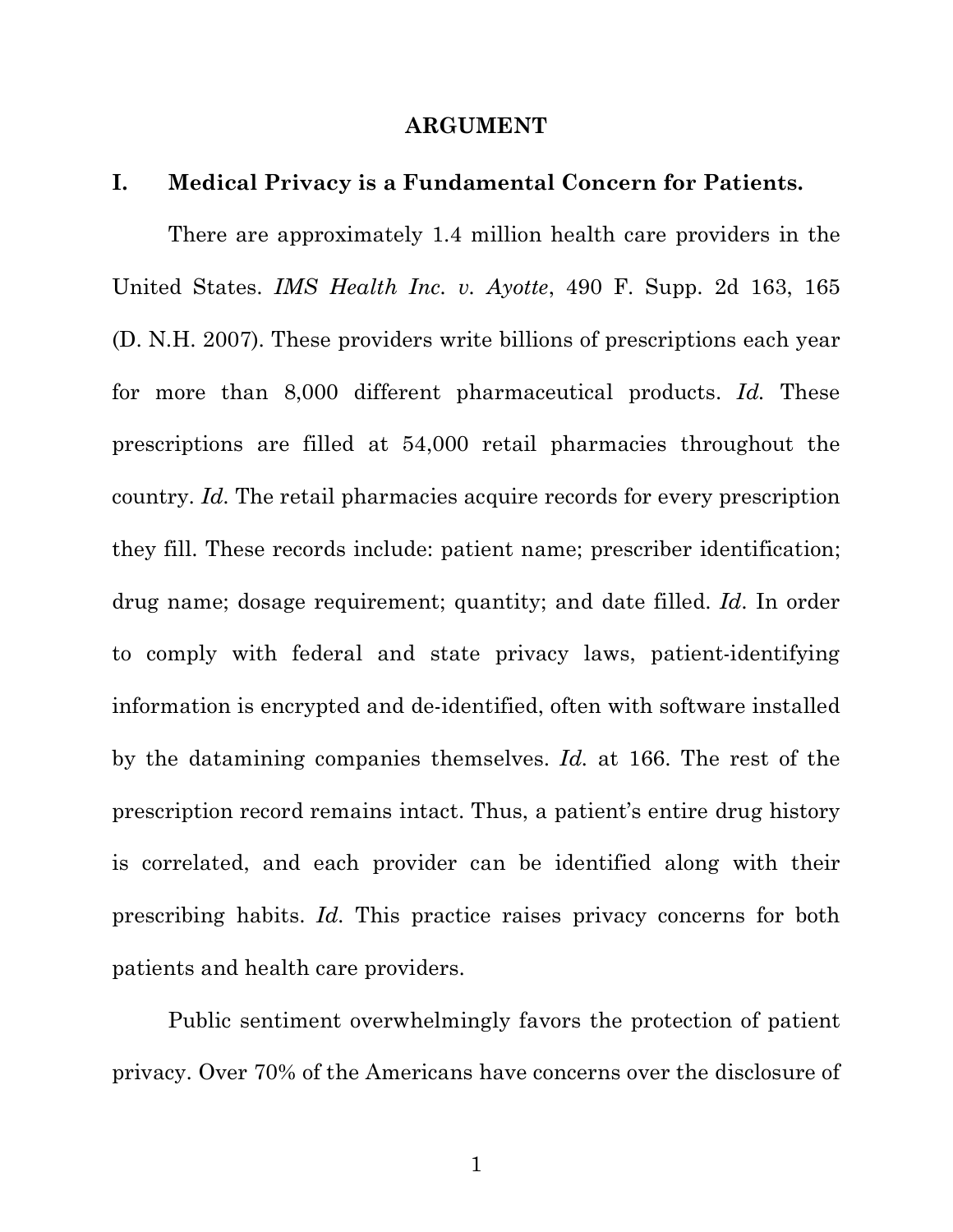## ARGUMENT

### I. Medical Privacy is a Fundamental Concern for Patients.

There are approximately 1.4 million health care providers in the United States. *IMS Health Inc. v. Ayotte*, 490 F. Supp. 2d 163, 165 (D. N.H. 2007). These providers write billions of prescriptions each year for more than 8,000 different pharmaceutical products. *Id.* These prescriptions are filled at 54,000 retail pharmacies throughout the country. *Id.* The retail pharmacies acquire records for every prescription they fill. These records include: patient name; prescriber identification; drug name; dosage requirement; quantity; and date filled. *Id.* In order to comply with federal and state privacy laws, patient-identifying information is encrypted and de-identified, often with software installed by the datamining companies themselves. *Id.* at 166. The rest of the prescription record remains intact. Thus, a patient's entire drug history is correlated, and each provider can be identified along with their prescribing habits. *Id.* This practice raises privacy concerns for both patients and health care providers.

Public sentiment overwhelmingly favors the protection of patient privacy. Over 70% of the Americans have concerns over the disclosure of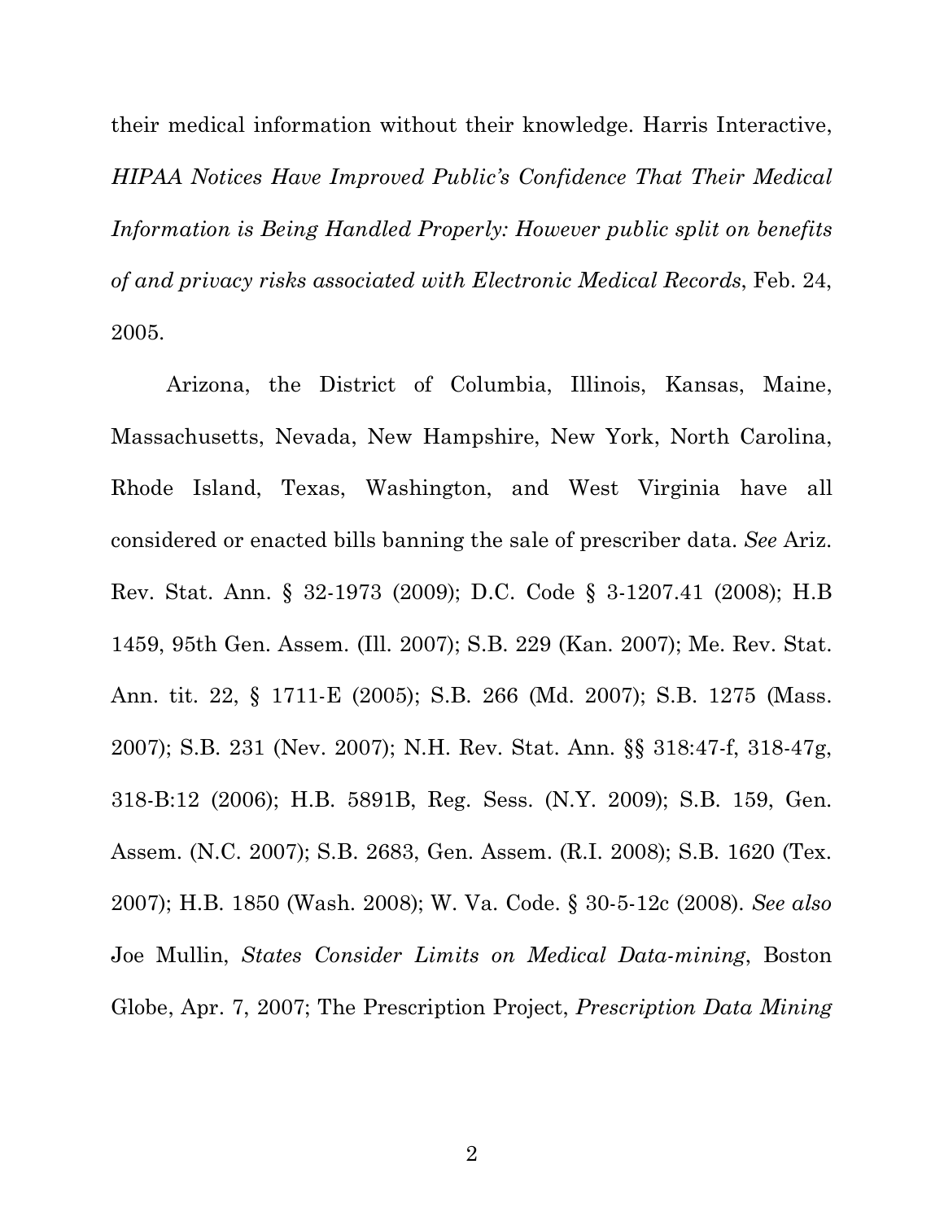their medical information without their knowledge. Harris Interactive, *HIPAA Notices Have Improved Public's Confidence That Their Medical Information is Being Handled Properly: However public split on benefits of and privacy risks associated with Electronic Medical Records*, Feb. 24, 2005.

Arizona, the District of Columbia, Illinois, Kansas, Maine, Massachusetts, Nevada, New Hampshire, New York, North Carolina, Rhode Island, Texas, Washington, and West Virginia have all considered or enacted bills banning the sale of prescriber data. *See* Ariz. Rev. Stat. Ann. § 32-1973 (2009); D.C. Code § 3-1207.41 (2008); H.B 1459, 95th Gen. Assem. (Ill. 2007); S.B. 229 (Kan. 2007); Me. Rev. Stat. Ann. tit. 22, § 1711-E (2005); S.B. 266 (Md. 2007); S.B. 1275 (Mass. 2007); S.B. 231 (Nev. 2007); N.H. Rev. Stat. Ann. §§ 318:47-f, 318-47g, 318-B:12 (2006); H.B. 5891B, Reg. Sess. (N.Y. 2009); S.B. 159, Gen. Assem. (N.C. 2007); S.B. 2683, Gen. Assem. (R.I. 2008); S.B. 1620 (Tex. 2007); H.B. 1850 (Wash. 2008); W. Va. Code. § 30-5-12c (2008). *See also* Joe Mullin, *States Consider Limits on Medical Data-mining*, Boston Globe, Apr. 7, 2007; The Prescription Project, *Prescription Data Mining*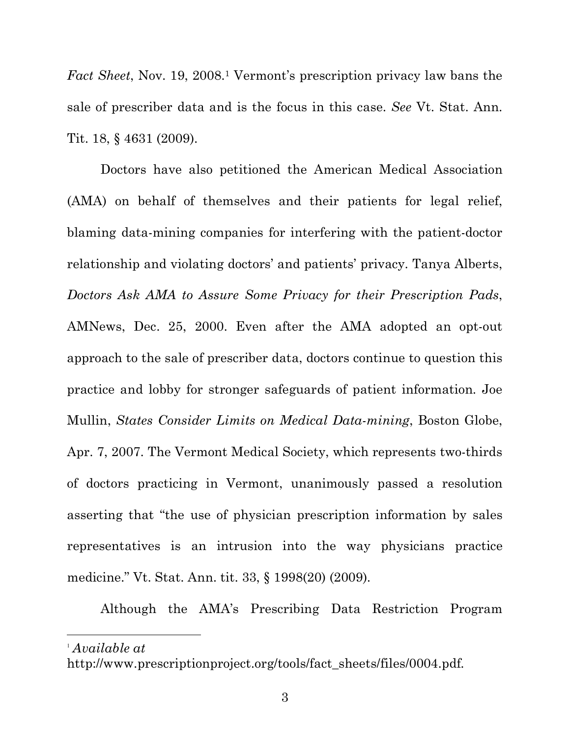*Fact Sheet*, Nov. 19, 2008.[1] Vermont's prescription privacy law bans the sale of prescriber data and is the focus in this case. *See* Vt. Stat. Ann. Tit. 18, § 4631 (2009).

Doctors have also petitioned the American Medical Association (AMA) on behalf of themselves and their patients for legal relief, blaming data-mining companies for interfering with the patient-doctor relationship and violating doctors' and patients' privacy. Tanya Alberts, *Doctors Ask AMA to Assure Some Privacy for their Prescription Pads*, AMNews, Dec. 25, 2000. Even after the AMA adopted an opt-out approach to the sale of prescriber data, doctors continue to question this practice and lobby for stronger safeguards of patient information. Joe Mullin, *States Consider Limits on Medical Data-mining*, Boston Globe, Apr. 7, 2007. The Vermont Medical Society, which represents two-thirds of doctors practicing in Vermont, unanimously passed a resolution asserting that "the use of physician prescription information by sales representatives is an intrusion into the way physicians practice medicine." Vt. Stat. Ann. tit. 33, § 1998(20) (2009).

Although the AMA's Prescribing Data Restriction Program

---

[1] *Available at* http://www.prescriptionproject.org/tools/fact_sheets/files/0004.pdf.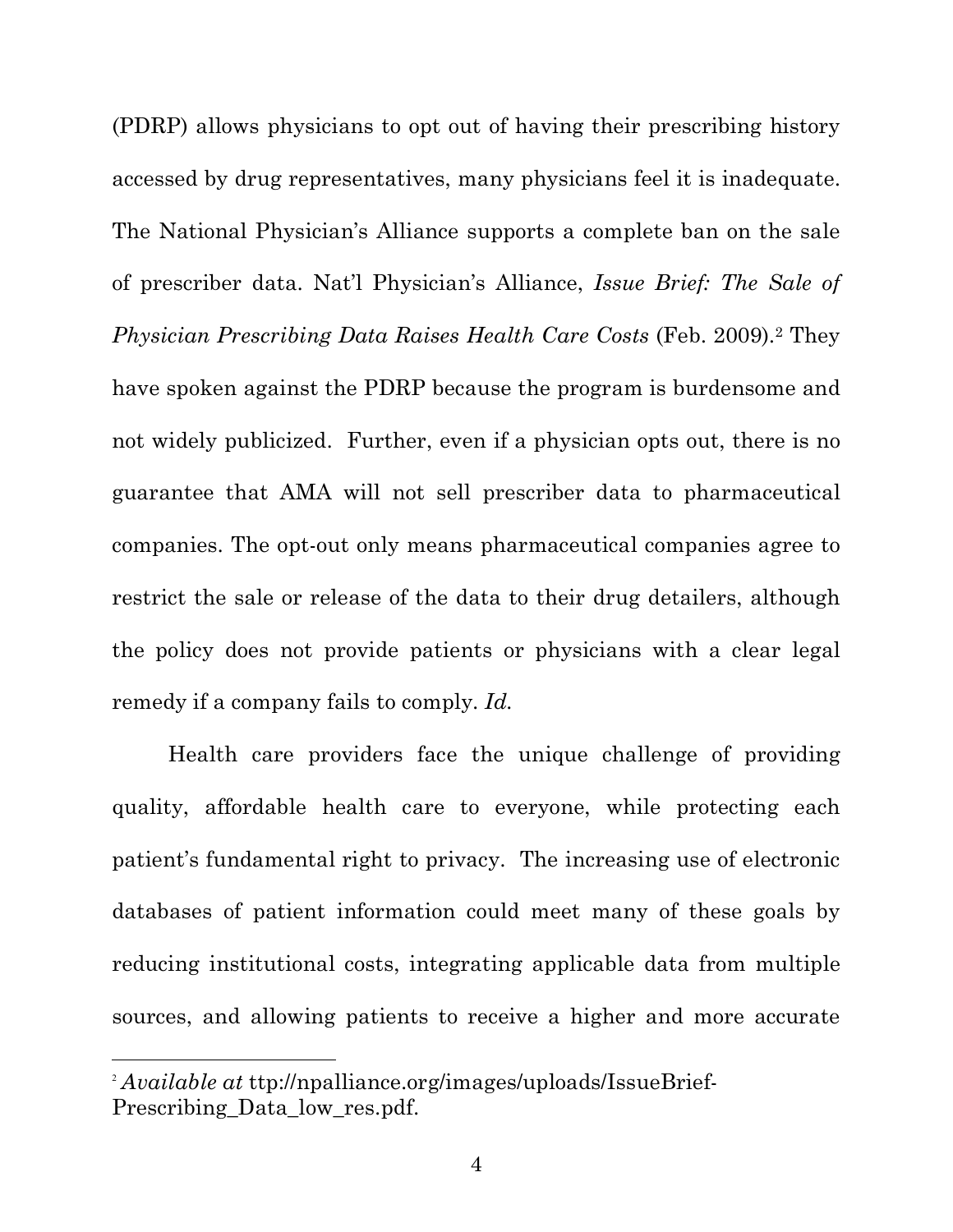(PDRP) allows physicians to opt out of having their prescribing history accessed by drug representatives, many physicians feel it is inadequate. The National Physician's Alliance supports a complete ban on the sale of prescriber data. Nat'l Physician's Alliance, *Issue Brief: The Sale of Physician Prescribing Data Raises Health Care Costs* (Feb. 2009).[2] They have spoken against the PDRP because the program is burdensome and not widely publicized. Further, even if a physician opts out, there is no guarantee that AMA will not sell prescriber data to pharmaceutical companies. The opt-out only means pharmaceutical companies agree to restrict the sale or release of the data to their drug detailers, although the policy does not provide patients or physicians with a clear legal remedy if a company fails to comply. *Id.*

Health care providers face the unique challenge of providing quality, affordable health care to everyone, while protecting each patient's fundamental right to privacy. The increasing use of electronic databases of patient information could meet many of these goals by reducing institutional costs, integrating applicable data from multiple sources, and allowing patients to receive a higher and more accurate

---

[2] *Available at* ttp://npalliance.org/images/uploads/IssueBrief-Prescribing_Data_low_res.pdf.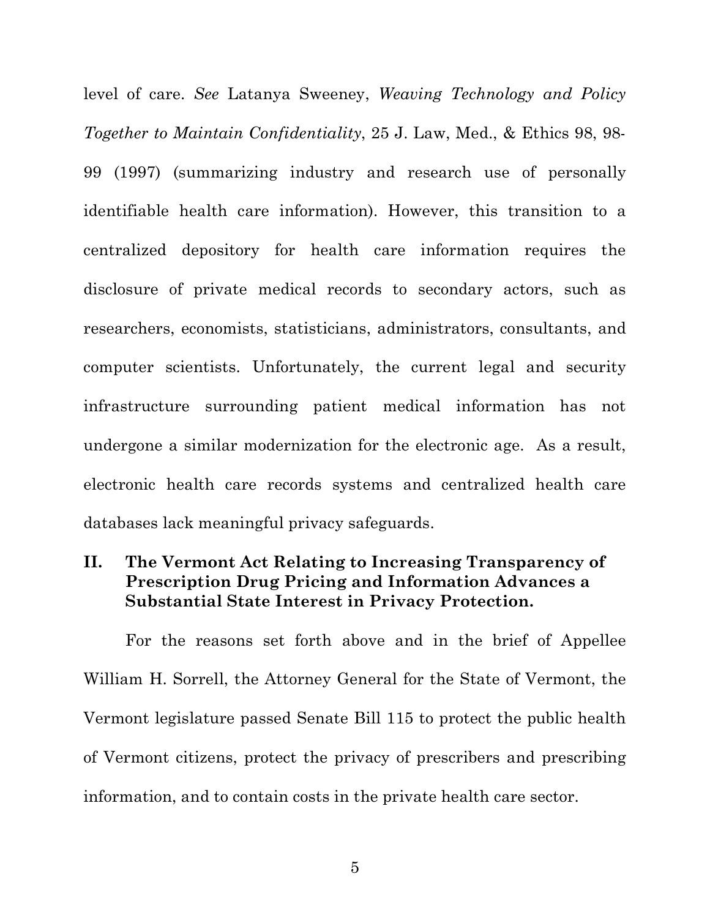level of care. *See* Latanya Sweeney, *Weaving Technology and Policy Together to Maintain Confidentiality*, 25 J. Law, Med., & Ethics 98, 98-99 (1997) (summarizing industry and research use of personally identifiable health care information). However, this transition to a centralized depository for health care information requires the disclosure of private medical records to secondary actors, such as researchers, economists, statisticians, administrators, consultants, and computer scientists. Unfortunately, the current legal and security infrastructure surrounding patient medical information has not undergone a similar modernization for the electronic age. As a result, electronic health care records systems and centralized health care databases lack meaningful privacy safeguards.

## II. The Vermont Act Relating to Increasing Transparency of Prescription Drug Pricing and Information Advances a Substantial State Interest in Privacy Protection.

For the reasons set forth above and in the brief of Appellee William H. Sorrell, the Attorney General for the State of Vermont, the Vermont legislature passed Senate Bill 115 to protect the public health of Vermont citizens, protect the privacy of prescribers and prescribing information, and to contain costs in the private health care sector.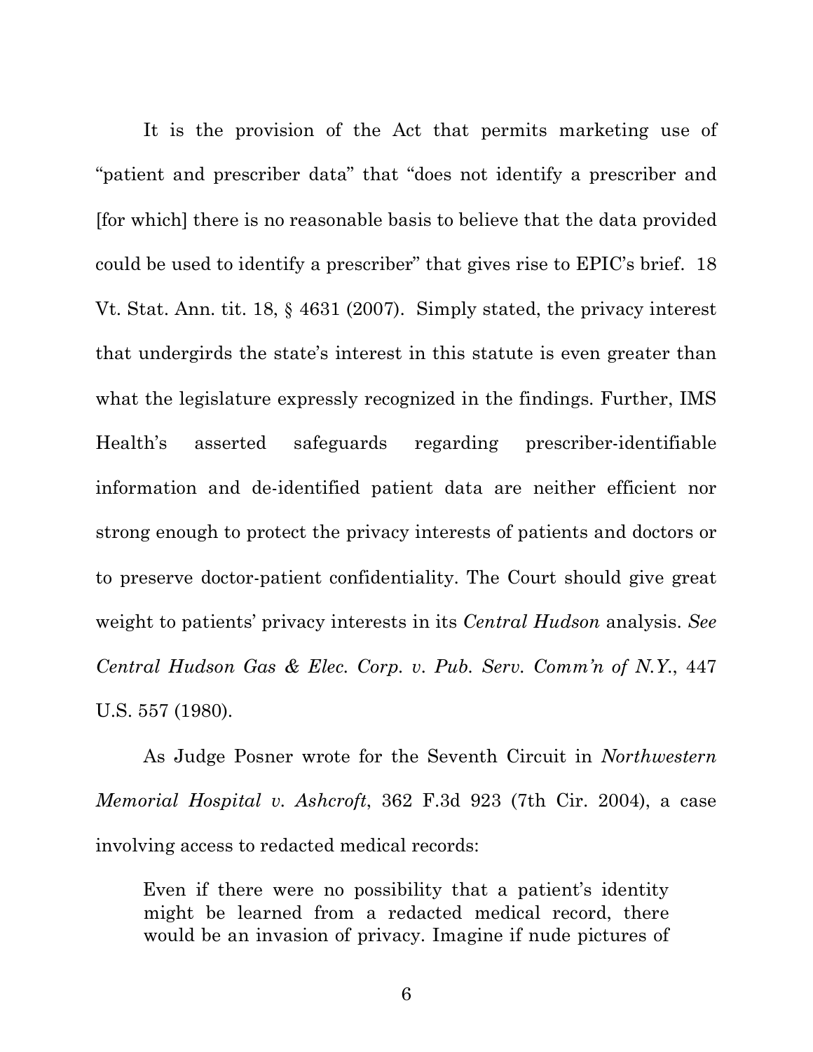It is the provision of the Act that permits marketing use of "patient and prescriber data" that "does not identify a prescriber and [for which] there is no reasonable basis to believe that the data provided could be used to identify a prescriber" that gives rise to EPIC's brief. 18 Vt. Stat. Ann. tit. 18, § 4631 (2007). Simply stated, the privacy interest that undergirds the state's interest in this statute is even greater than what the legislature expressly recognized in the findings. Further, IMS Health's asserted safeguards regarding prescriber-identifiable information and de-identified patient data are neither efficient nor strong enough to protect the privacy interests of patients and doctors or to preserve doctor-patient confidentiality. The Court should give great weight to patients' privacy interests in its *Central Hudson* analysis. *See Central Hudson Gas & Elec. Corp. v. Pub. Serv. Comm'n of N.Y.*, 447 U.S. 557 (1980).

As Judge Posner wrote for the Seventh Circuit in *Northwestern Memorial Hospital v. Ashcroft*, 362 F.3d 923 (7th Cir. 2004), a case involving access to redacted medical records:

> Even if there were no possibility that a patient's identity might be learned from a redacted medical record, there would be an invasion of privacy. Imagine if nude pictures of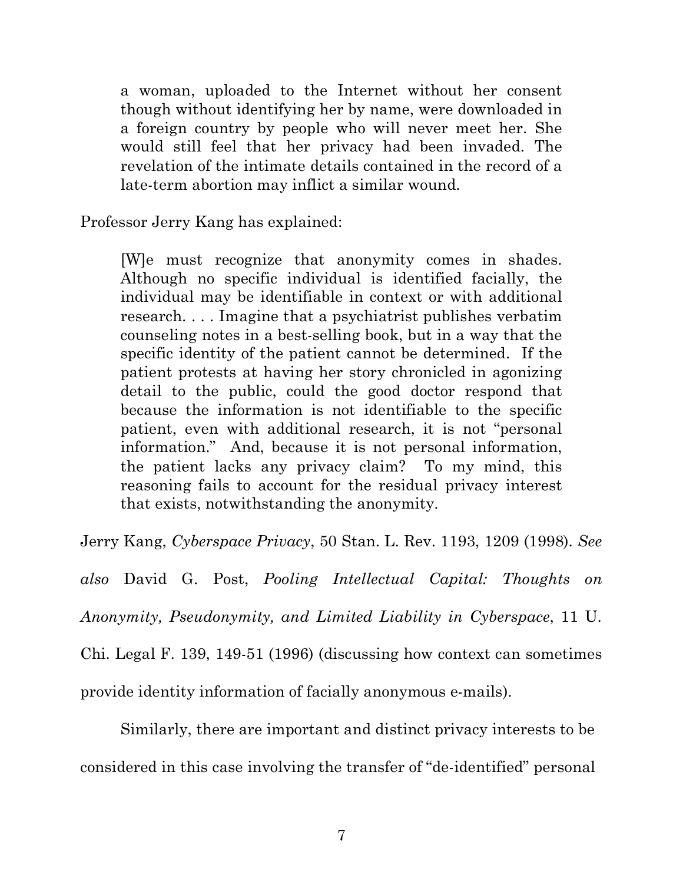> a woman, uploaded to the Internet without her consent though without identifying her by name, were downloaded in a foreign country by people who will never meet her. She would still feel that her privacy had been invaded. The revelation of the intimate details contained in the record of a late-term abortion may inflict a similar wound.

Professor Jerry Kang has explained:

> [W]e must recognize that anonymity comes in shades. Although no specific individual is identified facially, the individual may be identifiable in context or with additional research. . . . Imagine that a psychiatrist publishes verbatim counseling notes in a best-selling book, but in a way that the specific identity of the patient cannot be determined. If the patient protests at having her story chronicled in agonizing detail to the public, could the good doctor respond that because the information is not identifiable to the specific patient, even with additional research, it is not "personal information." And, because it is not personal information, the patient lacks any privacy claim? To my mind, this reasoning fails to account for the residual privacy interest that exists, notwithstanding the anonymity.

Jerry Kang, *Cyberspace Privacy*, 50 Stan. L. Rev. 1193, 1209 (1998). *See also* David G. Post, *Pooling Intellectual Capital: Thoughts on Anonymity, Pseudonymity, and Limited Liability in Cyberspace*, 11 U. Chi. Legal F. 139, 149-51 (1996) (discussing how context can sometimes provide identity information of facially anonymous e-mails).

Similarly, there are important and distinct privacy interests to be considered in this case involving the transfer of "de-identified" personal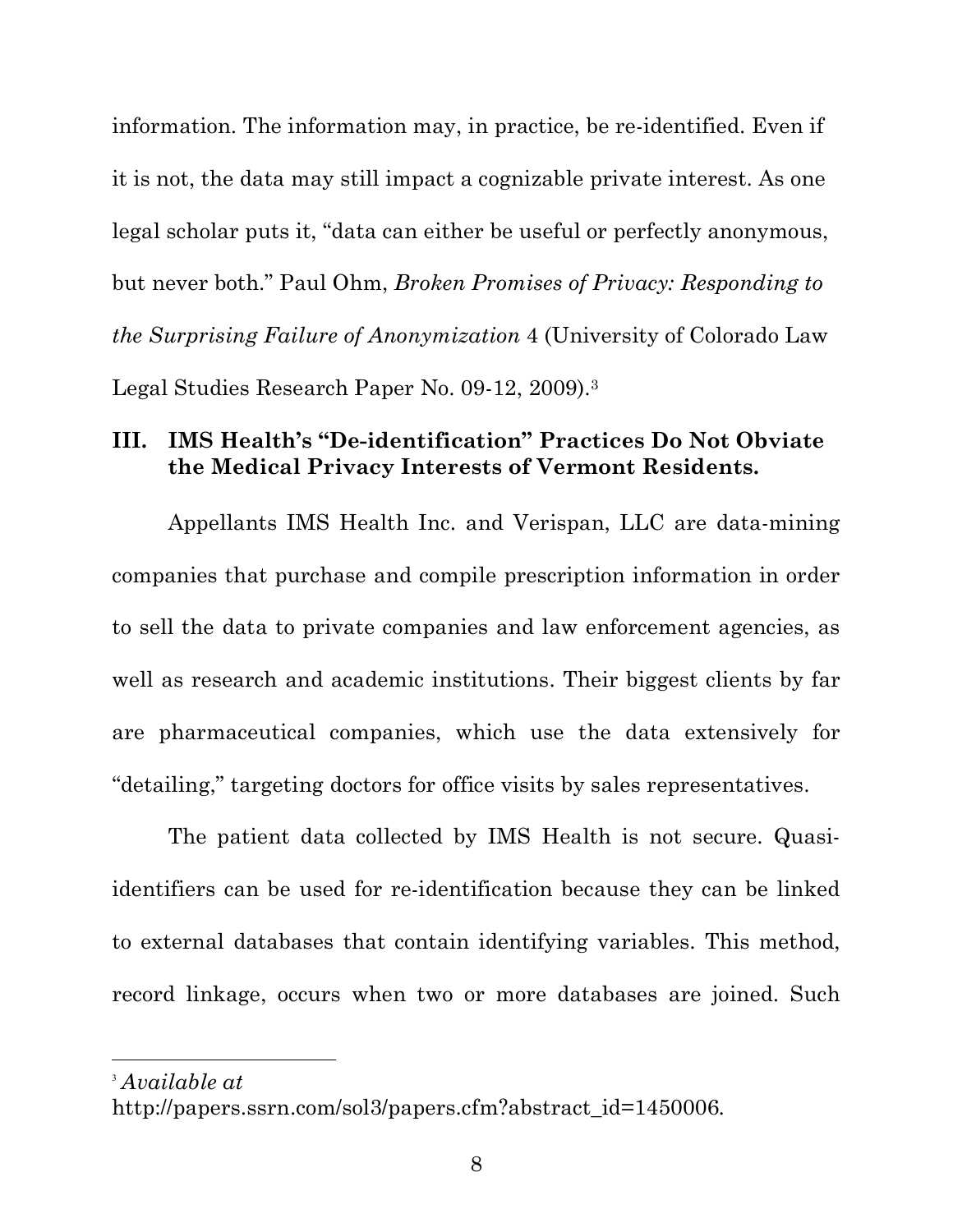information. The information may, in practice, be re-identified. Even if it is not, the data may still impact a cognizable private interest. As one legal scholar puts it, "data can either be useful or perfectly anonymous, but never both." Paul Ohm, *Broken Promises of Privacy: Responding to the Surprising Failure of Anonymization* 4 (University of Colorado Law Legal Studies Research Paper No. 09-12, 2009).[3]

## III. IMS Health's "De-identification" Practices Do Not Obviate the Medical Privacy Interests of Vermont Residents.

Appellants IMS Health Inc. and Verispan, LLC are data-mining companies that purchase and compile prescription information in order to sell the data to private companies and law enforcement agencies, as well as research and academic institutions. Their biggest clients by far are pharmaceutical companies, which use the data extensively for "detailing," targeting doctors for office visits by sales representatives.

The patient data collected by IMS Health is not secure. Quasi-identifiers can be used for re-identification because they can be linked to external databases that contain identifying variables. This method, record linkage, occurs when two or more databases are joined. Such

---

[3] *Available at* http://papers.ssrn.com/sol3/papers.cfm?abstract_id=1450006.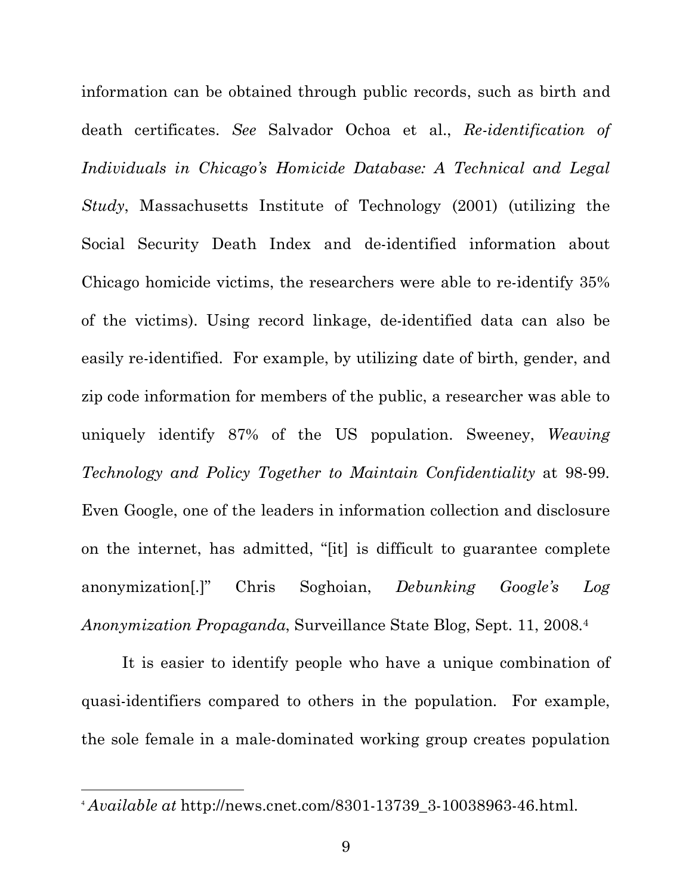information can be obtained through public records, such as birth and death certificates. *See* Salvador Ochoa et al., *Re-identification of Individuals in Chicago's Homicide Database: A Technical and Legal Study*, Massachusetts Institute of Technology (2001) (utilizing the Social Security Death Index and de-identified information about Chicago homicide victims, the researchers were able to re-identify 35% of the victims). Using record linkage, de-identified data can also be easily re-identified. For example, by utilizing date of birth, gender, and zip code information for members of the public, a researcher was able to uniquely identify 87% of the US population. Sweeney, *Weaving Technology and Policy Together to Maintain Confidentiality* at 98-99. Even Google, one of the leaders in information collection and disclosure on the internet, has admitted, "[it] is difficult to guarantee complete anonymization[.]" Chris Soghoian, *Debunking Google's Log Anonymization Propaganda*, Surveillance State Blog, Sept. 11, 2008.[4]

It is easier to identify people who have a unique combination of quasi-identifiers compared to others in the population. For example, the sole female in a male-dominated working group creates population

---

[4] *Available at* http://news.cnet.com/8301-13739_3-10038963-46.html.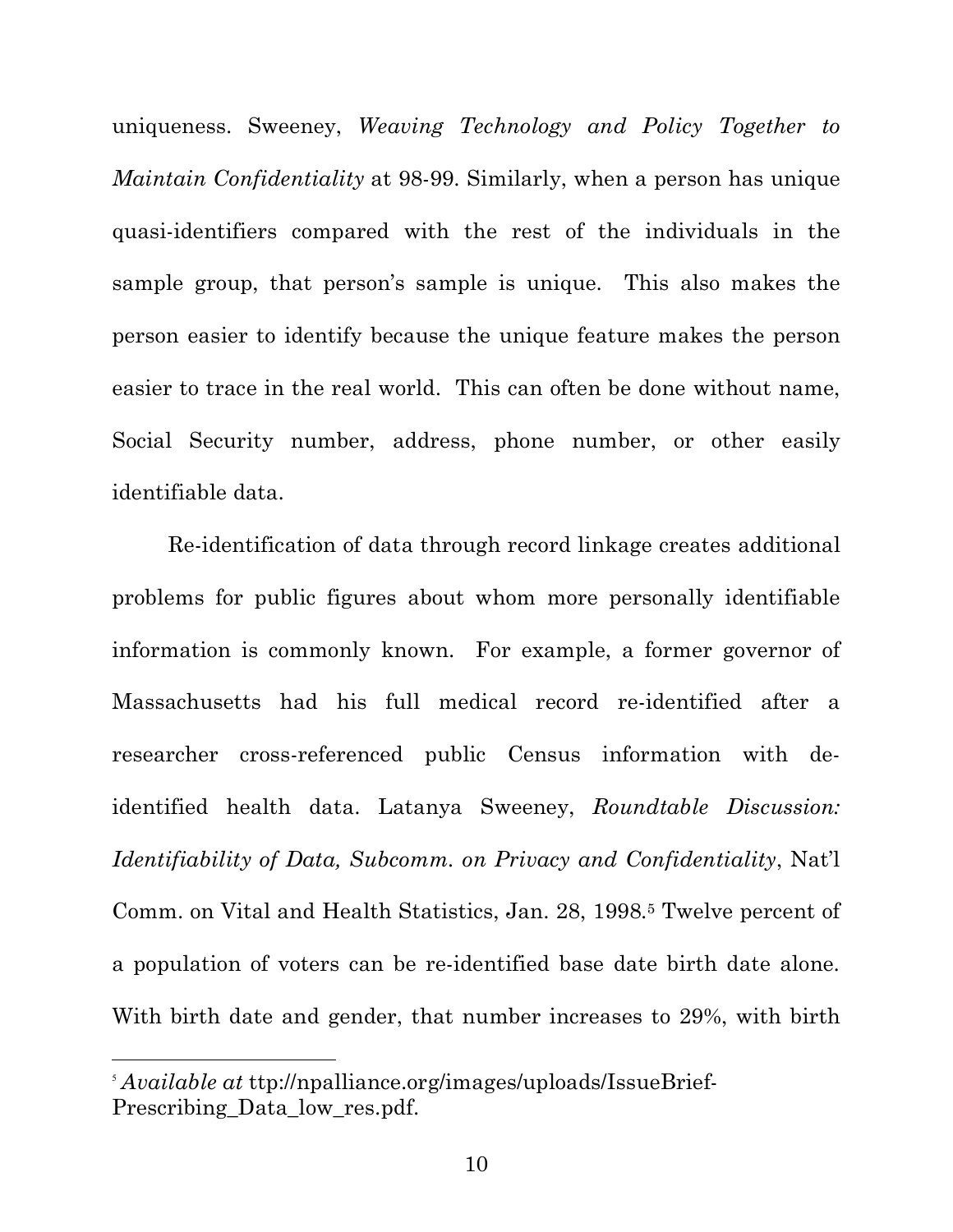uniqueness. Sweeney, *Weaving Technology and Policy Together to Maintain Confidentiality* at 98-99. Similarly, when a person has unique quasi-identifiers compared with the rest of the individuals in the sample group, that person's sample is unique. This also makes the person easier to identify because the unique feature makes the person easier to trace in the real world. This can often be done without name, Social Security number, address, phone number, or other easily identifiable data.

Re-identification of data through record linkage creates additional problems for public figures about whom more personally identifiable information is commonly known. For example, a former governor of Massachusetts had his full medical record re-identified after a researcher cross-referenced public Census information with de-identified health data. Latanya Sweeney, *Roundtable Discussion: Identifiability of Data, Subcomm. on Privacy and Confidentiality*, Nat'l Comm. on Vital and Health Statistics, Jan. 28, 1998.[5] Twelve percent of a population of voters can be re-identified base date birth date alone. With birth date and gender, that number increases to 29%, with birth

---

[5] *Available at* ttp://npalliance.org/images/uploads/IssueBrief-Prescribing_Data_low_res.pdf.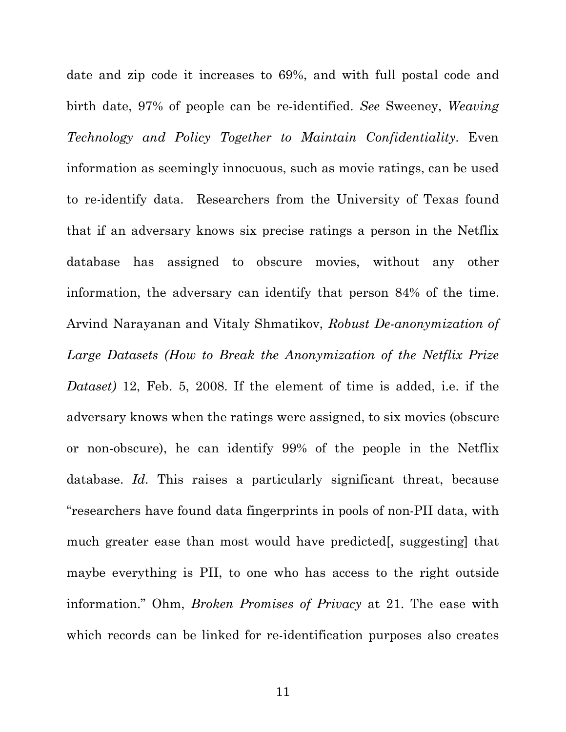date and zip code it increases to 69%, and with full postal code and birth date, 97% of people can be re-identified. *See* Sweeney, *Weaving Technology and Policy Together to Maintain Confidentiality*. Even information as seemingly innocuous, such as movie ratings, can be used to re-identify data. Researchers from the University of Texas found that if an adversary knows six precise ratings a person in the Netflix database has assigned to obscure movies, without any other information, the adversary can identify that person 84% of the time. Arvind Narayanan and Vitaly Shmatikov, *Robust De-anonymization of Large Datasets (How to Break the Anonymization of the Netflix Prize Dataset)* 12, Feb. 5, 2008. If the element of time is added, i.e. if the adversary knows when the ratings were assigned, to six movies (obscure or non-obscure), he can identify 99% of the people in the Netflix database. *Id*. This raises a particularly significant threat, because "researchers have found data fingerprints in pools of non-PII data, with much greater ease than most would have predicted[, suggesting] that maybe everything is PII, to one who has access to the right outside information." Ohm, *Broken Promises of Privacy* at 21. The ease with which records can be linked for re-identification purposes also creates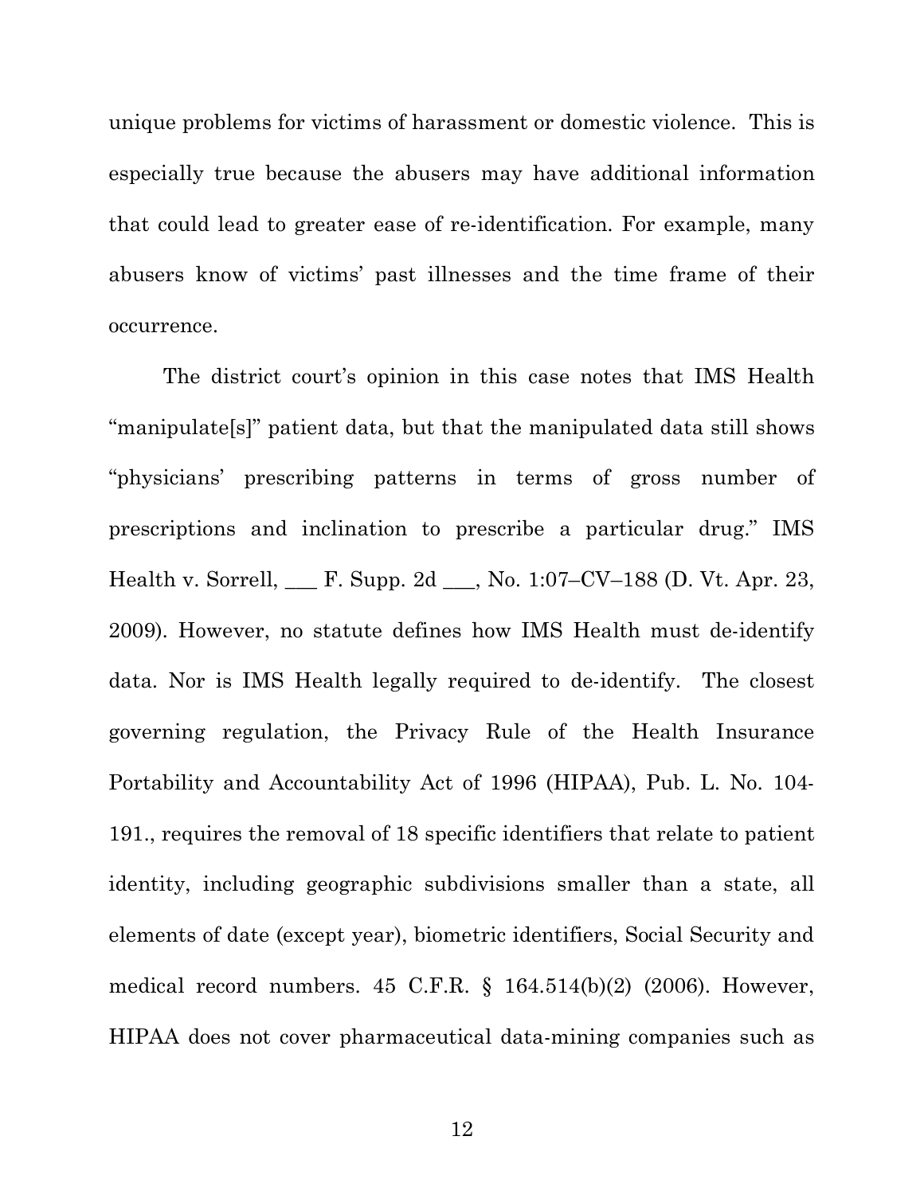unique problems for victims of harassment or domestic violence. This is especially true because the abusers may have additional information that could lead to greater ease of re-identification. For example, many abusers know of victims' past illnesses and the time frame of their occurrence.

The district court's opinion in this case notes that IMS Health "manipulate[s]" patient data, but that the manipulated data still shows "physicians' prescribing patterns in terms of gross number of prescriptions and inclination to prescribe a particular drug." IMS Health v. Sorrell, ___ F. Supp. 2d ___, No. 1:07–CV–188 (D. Vt. Apr. 23, 2009). However, no statute defines how IMS Health must de-identify data. Nor is IMS Health legally required to de-identify. The closest governing regulation, the Privacy Rule of the Health Insurance Portability and Accountability Act of 1996 (HIPAA), Pub. L. No. 104-191., requires the removal of 18 specific identifiers that relate to patient identity, including geographic subdivisions smaller than a state, all elements of date (except year), biometric identifiers, Social Security and medical record numbers. 45 C.F.R. § 164.514(b)(2) (2006). However, HIPAA does not cover pharmaceutical data-mining companies such as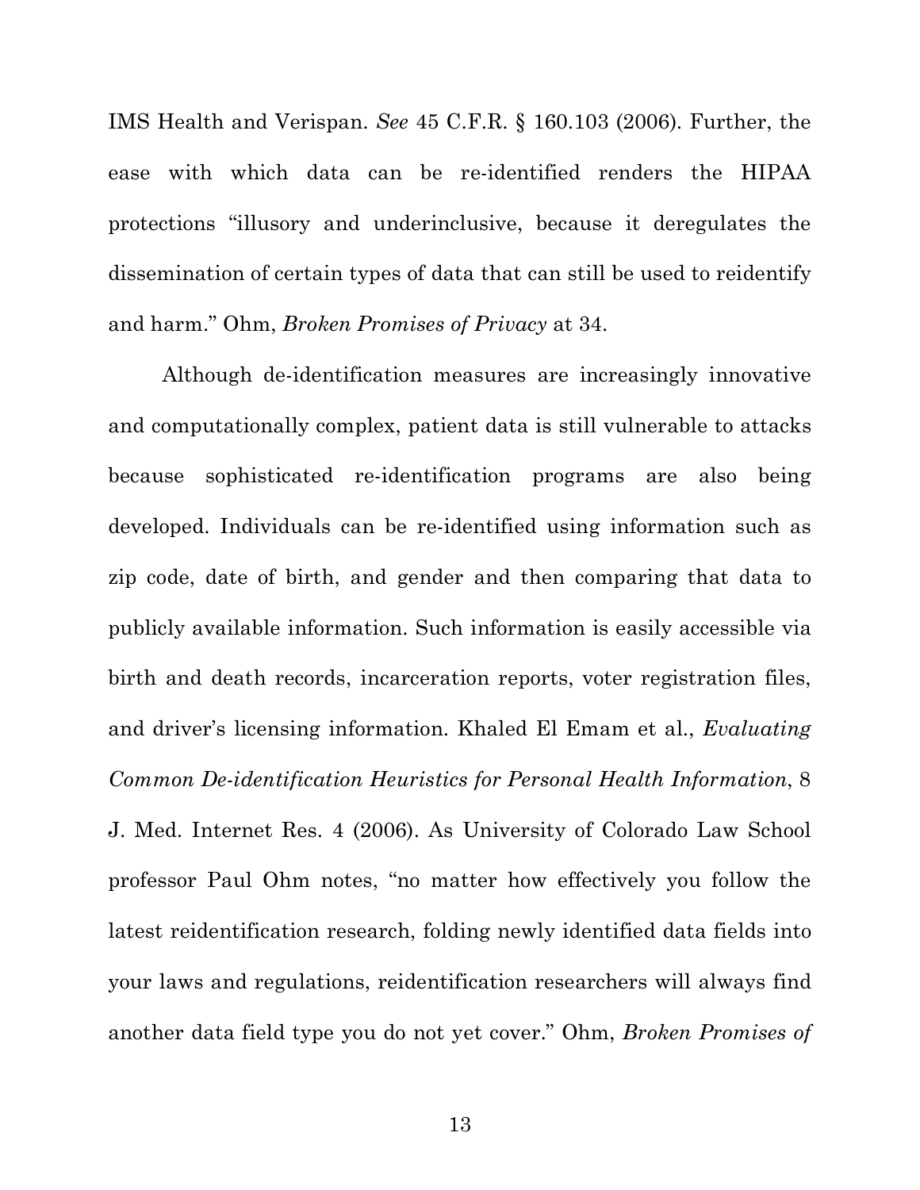IMS Health and Verispan. *See* 45 C.F.R. § 160.103 (2006). Further, the ease with which data can be re-identified renders the HIPAA protections "illusory and underinclusive, because it deregulates the dissemination of certain types of data that can still be used to reidentify and harm." Ohm, *Broken Promises of Privacy* at 34.

Although de-identification measures are increasingly innovative and computationally complex, patient data is still vulnerable to attacks because sophisticated re-identification programs are also being developed. Individuals can be re-identified using information such as zip code, date of birth, and gender and then comparing that data to publicly available information. Such information is easily accessible via birth and death records, incarceration reports, voter registration files, and driver's licensing information. Khaled El Emam et al., *Evaluating Common De-identification Heuristics for Personal Health Information*, 8 J. Med. Internet Res. 4 (2006). As University of Colorado Law School professor Paul Ohm notes, "no matter how effectively you follow the latest reidentification research, folding newly identified data fields into your laws and regulations, reidentification researchers will always find another data field type you do not yet cover." Ohm, *Broken Promises of*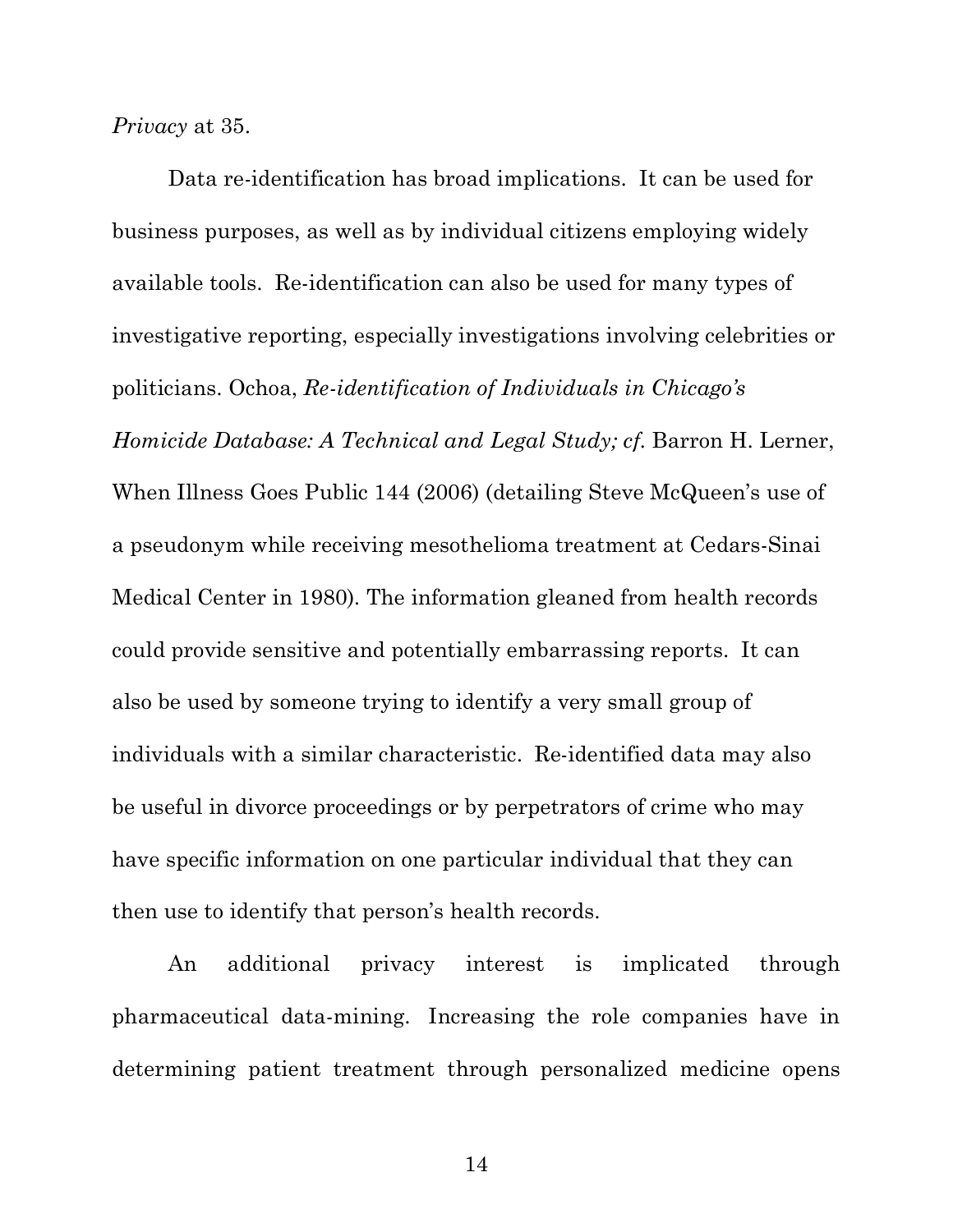*Privacy* at 35.

Data re-identification has broad implications. It can be used for business purposes, as well as by individual citizens employing widely available tools. Re-identification can also be used for many types of investigative reporting, especially investigations involving celebrities or politicians. Ochoa, *Re-identification of Individuals in Chicago's Homicide Database: A Technical and Legal Study; cf.* Barron H. Lerner, When Illness Goes Public 144 (2006) (detailing Steve McQueen's use of a pseudonym while receiving mesothelioma treatment at Cedars-Sinai Medical Center in 1980). The information gleaned from health records could provide sensitive and potentially embarrassing reports. It can also be used by someone trying to identify a very small group of individuals with a similar characteristic. Re-identified data may also be useful in divorce proceedings or by perpetrators of crime who may have specific information on one particular individual that they can then use to identify that person's health records.

An additional privacy interest is implicated through pharmaceutical data-mining. Increasing the role companies have in determining patient treatment through personalized medicine opens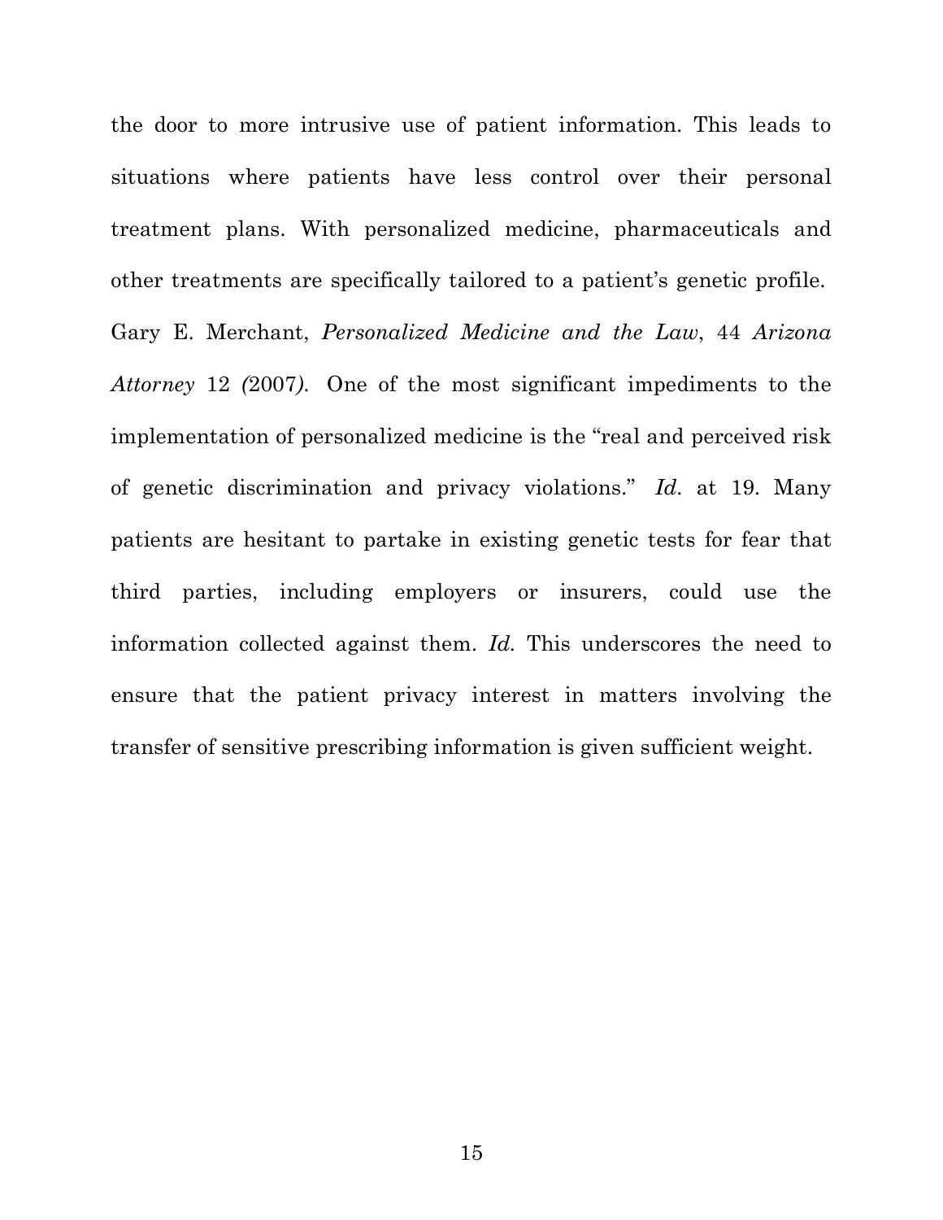the door to more intrusive use of patient information. This leads to situations where patients have less control over their personal treatment plans. With personalized medicine, pharmaceuticals and other treatments are specifically tailored to a patient's genetic profile. Gary E. Merchant, *Personalized Medicine and the Law*, 44 *Arizona Attorney* 12 (2007). One of the most significant impediments to the implementation of personalized medicine is the "real and perceived risk of genetic discrimination and privacy violations." *Id.* at 19. Many patients are hesitant to partake in existing genetic tests for fear that third parties, including employers or insurers, could use the information collected against them. *Id.* This underscores the need to ensure that the patient privacy interest in matters involving the transfer of sensitive prescribing information is given sufficient weight.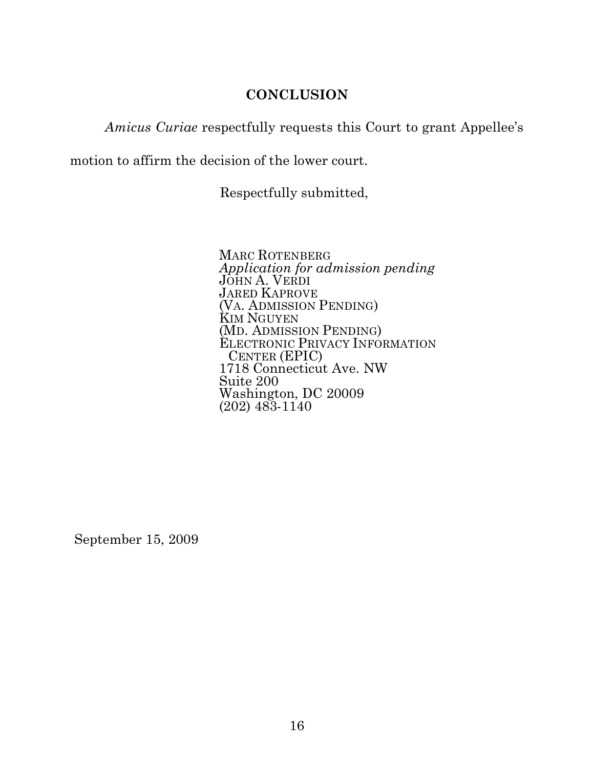# CONCLUSION

*Amicus Curiae* respectfully requests this Court to grant Appellee's motion to affirm the decision of the lower court.

Respectfully submitted,

MARC ROTENBERG  
*Application for admission pending*  
JOHN A. VERDI  
JARED KAPROVE  
(VA. ADMISSION PENDING)  
KIM NGUYEN  
(MD. ADMISSION PENDING)  
ELECTRONIC PRIVACY INFORMATION CENTER (EPIC)  
1718 Connecticut Ave. NW  
Suite 200  
Washington, DC 20009  
(202) 483-1140

September 15, 2009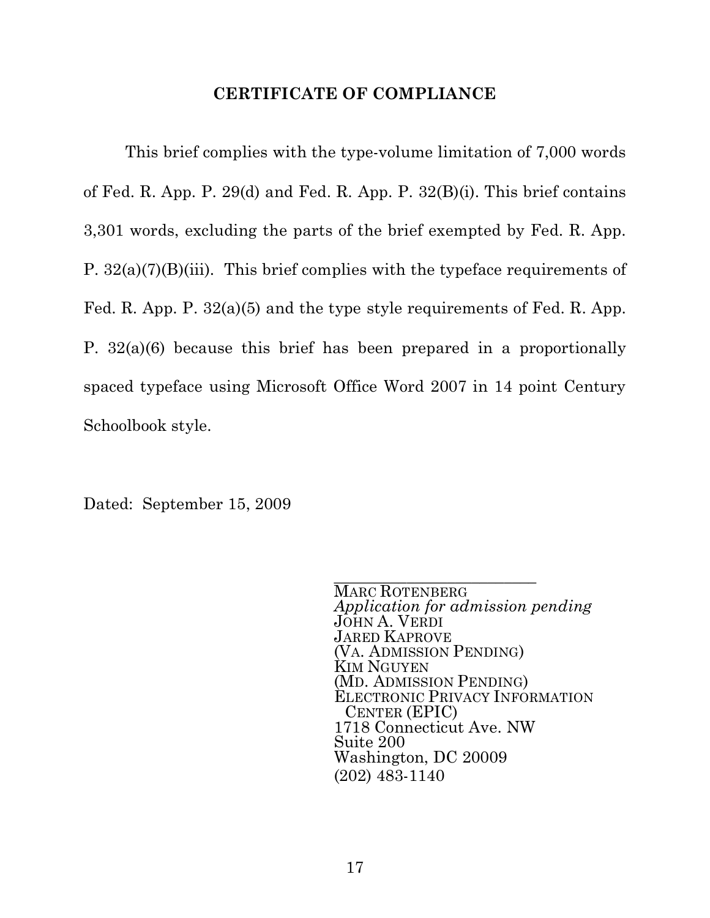## CERTIFICATE OF COMPLIANCE

This brief complies with the type-volume limitation of 7,000 words of Fed. R. App. P. 29(d) and Fed. R. App. P. 32(B)(i). This brief contains 3,301 words, excluding the parts of the brief exempted by Fed. R. App. P. 32(a)(7)(B)(iii). This brief complies with the typeface requirements of Fed. R. App. P. 32(a)(5) and the type style requirements of Fed. R. App. P. 32(a)(6) because this brief has been prepared in a proportionally spaced typeface using Microsoft Office Word 2007 in 14 point Century Schoolbook style.

Dated: September 15, 2009

\_\_\_\_\_\_\_\_\_\_\_\_\_\_\_\_\_\_\_\_\_\_\_\_\_\_
MARC ROTENBERG
*Application for admission pending*
JOHN A. VERDI
JARED KAPROVE
(VA. ADMISSION PENDING)
KIM NGUYEN
(MD. ADMISSION PENDING)
ELECTRONIC PRIVACY INFORMATION CENTER (EPIC)
1718 Connecticut Ave. NW
Suite 200
Washington, DC 20009
(202) 483-1140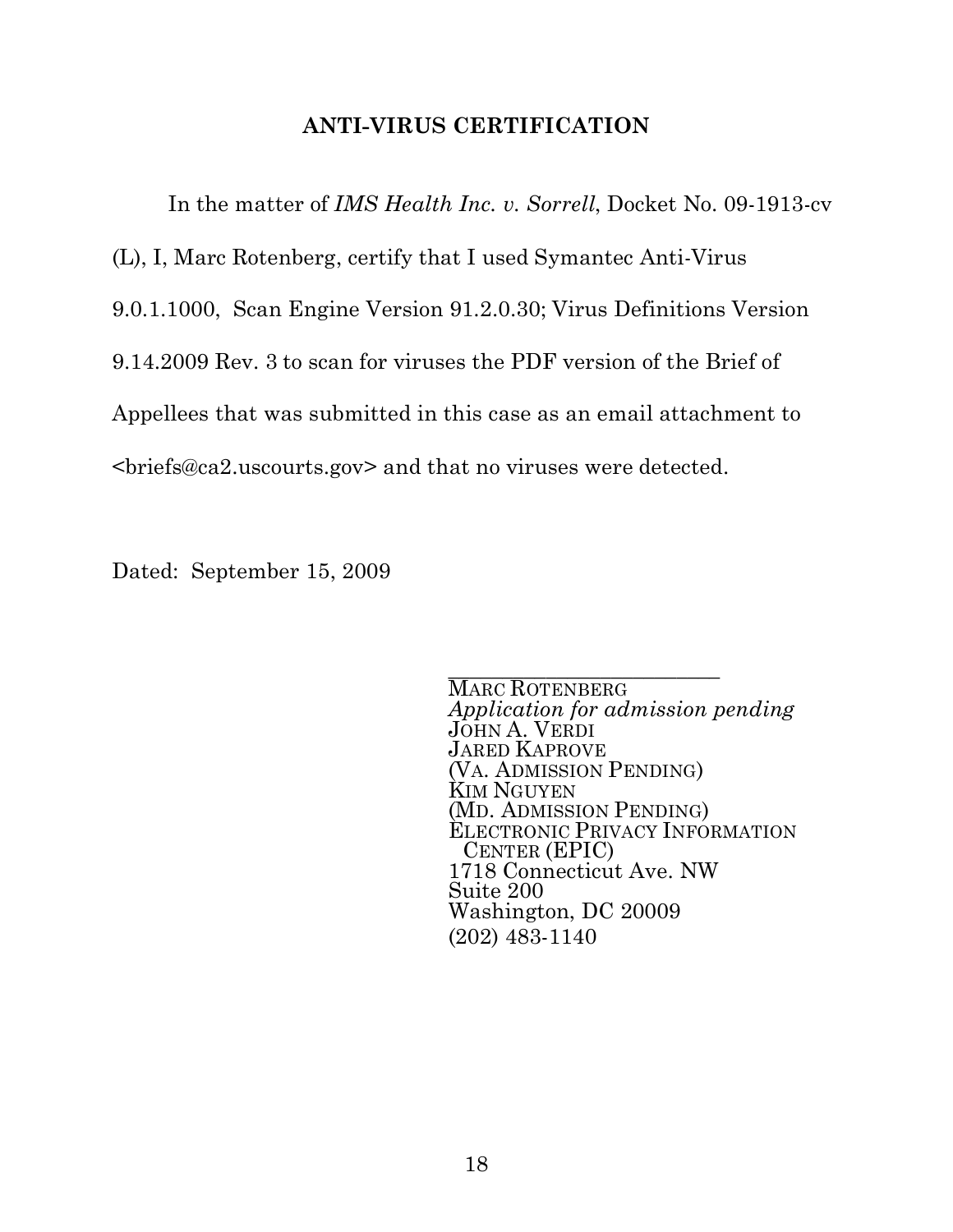## ANTI-VIRUS CERTIFICATION

In the matter of *IMS Health Inc. v. Sorrell*, Docket No. 09-1913-cv (L), I, Marc Rotenberg, certify that I used Symantec Anti-Virus 9.0.1.1000, Scan Engine Version 91.2.0.30; Virus Definitions Version 9.14.2009 Rev. 3 to scan for viruses the PDF version of the Brief of Appellees that was submitted in this case as an email attachment to <briefs@ca2.uscourts.gov> and that no viruses were detected.

Dated: September 15, 2009

\_\_\_\_\_\_\_\_\_\_\_\_\_\_\_\_\_\_\_\_\_\_\_\_\_\_  
MARC ROTENBERG  
*Application for admission pending*  
JOHN A. VERDI  
JARED KAPROVE  
(VA. ADMISSION PENDING)  
KIM NGUYEN  
(MD. ADMISSION PENDING)  
ELECTRONIC PRIVACY INFORMATION CENTER (EPIC)  
1718 Connecticut Ave. NW  
Suite 200  
Washington, DC 20009  
(202) 483-1140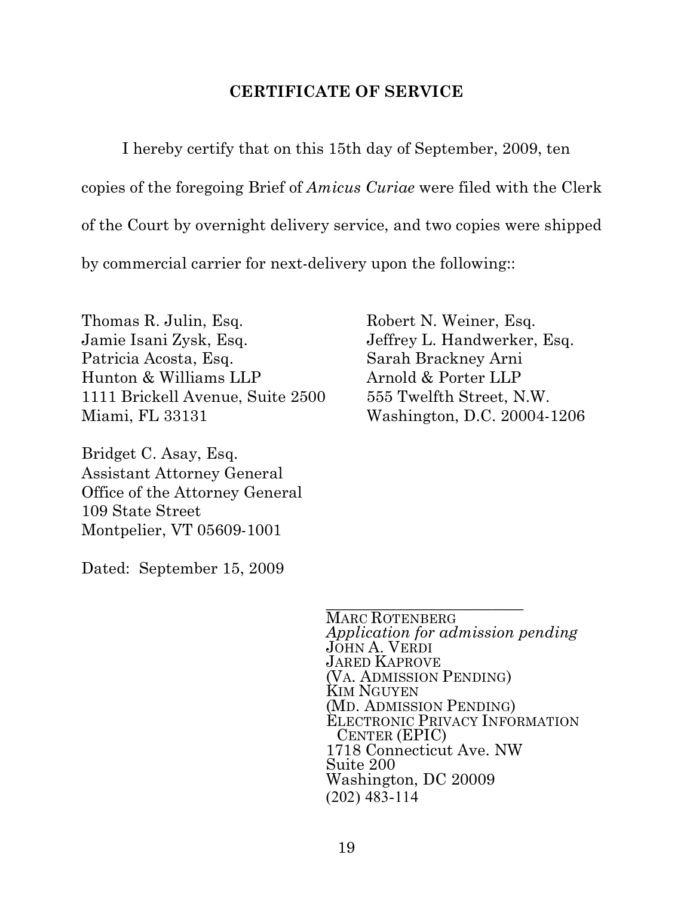## CERTIFICATE OF SERVICE

I hereby certify that on this 15th day of September, 2009, ten copies of the foregoing Brief of *Amicus Curiae* were filed with the Clerk of the Court by overnight delivery service, and two copies were shipped by commercial carrier for next-delivery upon the following::

Thomas R. Julin, Esq.
Jamie Isani Zysk, Esq.
Patricia Acosta, Esq.
Hunton & Williams LLP
1111 Brickell Avenue, Suite 2500
Miami, FL 33131

Robert N. Weiner, Esq.
Jeffrey L. Handwerker, Esq.
Sarah Brackney Arni
Arnold & Porter LLP
555 Twelfth Street, N.W.
Washington, D.C. 20004-1206

Bridget C. Asay, Esq.
Assistant Attorney General
Office of the Attorney General
109 State Street
Montpelier, VT 05609-1001

Dated: September 15, 2009

\_\_\_\_\_\_\_\_\_\_\_\_\_\_\_\_\_\_\_\_\_\_\_\_\_\_
MARC ROTENBERG
*Application for admission pending*
JOHN A. VERDI
JARED KAPROVE
(VA. ADMISSION PENDING)
KIM NGUYEN
(MD. ADMISSION PENDING)
ELECTRONIC PRIVACY INFORMATION CENTER (EPIC)
1718 Connecticut Ave. NW
Suite 200
Washington, DC 20009
(202) 483-114